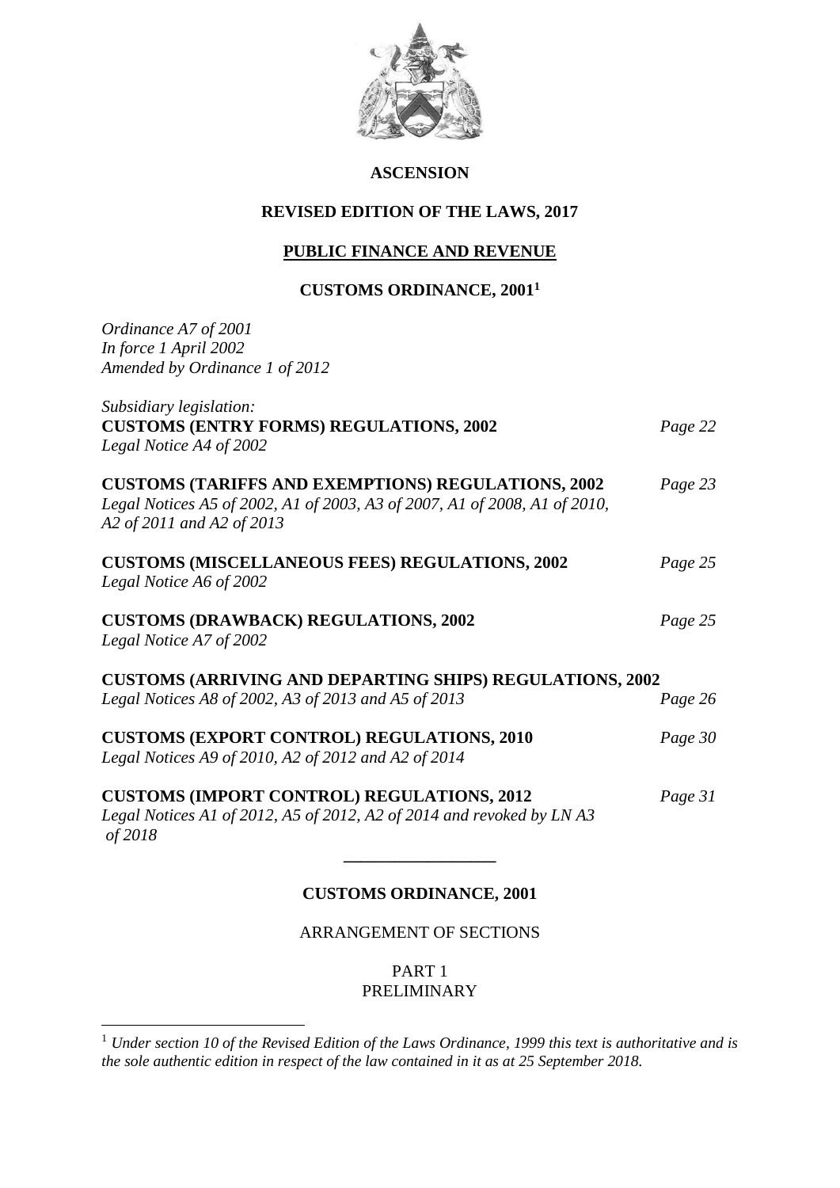# ASCENSION

## REVISED EDITION OF THE LAWS, 2017

## PUBLIC FINANCE AND REVENUE

## CUSTOMS ORDINANCE, 2001[1]

*Ordinance A7 of 2001*
*In force 1 April 2002*
*Amended by Ordinance 1 of 2012*

*Subsidiary legislation:*

**CUSTOMS (ENTRY FORMS) REGULATIONS, 2002** *Page 22*
*Legal Notice A4 of 2002*

**CUSTOMS (TARIFFS AND EXEMPTIONS) REGULATIONS, 2002** *Page 23*
*Legal Notices A5 of 2002, A1 of 2003, A3 of 2007, A1 of 2008, A1 of 2010, A2 of 2011 and A2 of 2013*

**CUSTOMS (MISCELLANEOUS FEES) REGULATIONS, 2002** *Page 25*
*Legal Notice A6 of 2002*

**CUSTOMS (DRAWBACK) REGULATIONS, 2002** *Page 25*
*Legal Notice A7 of 2002*

**CUSTOMS (ARRIVING AND DEPARTING SHIPS) REGULATIONS, 2002**
*Legal Notices A8 of 2002, A3 of 2013 and A5 of 2013* *Page 26*

**CUSTOMS (EXPORT CONTROL) REGULATIONS, 2010** *Page 30*
*Legal Notices A9 of 2010, A2 of 2012 and A2 of 2014*

**CUSTOMS (IMPORT CONTROL) REGULATIONS, 2012** *Page 31*
*Legal Notices A1 of 2012, A5 of 2012, A2 of 2014 and revoked by LN A3 of 2018*

---

## CUSTOMS ORDINANCE, 2001

ARRANGEMENT OF SECTIONS

PART 1
PRELIMINARY

---

[1] *Under section 10 of the Revised Edition of the Laws Ordinance, 1999 this text is authoritative and is the sole authentic edition in respect of the law contained in it as at 25 September 2018.*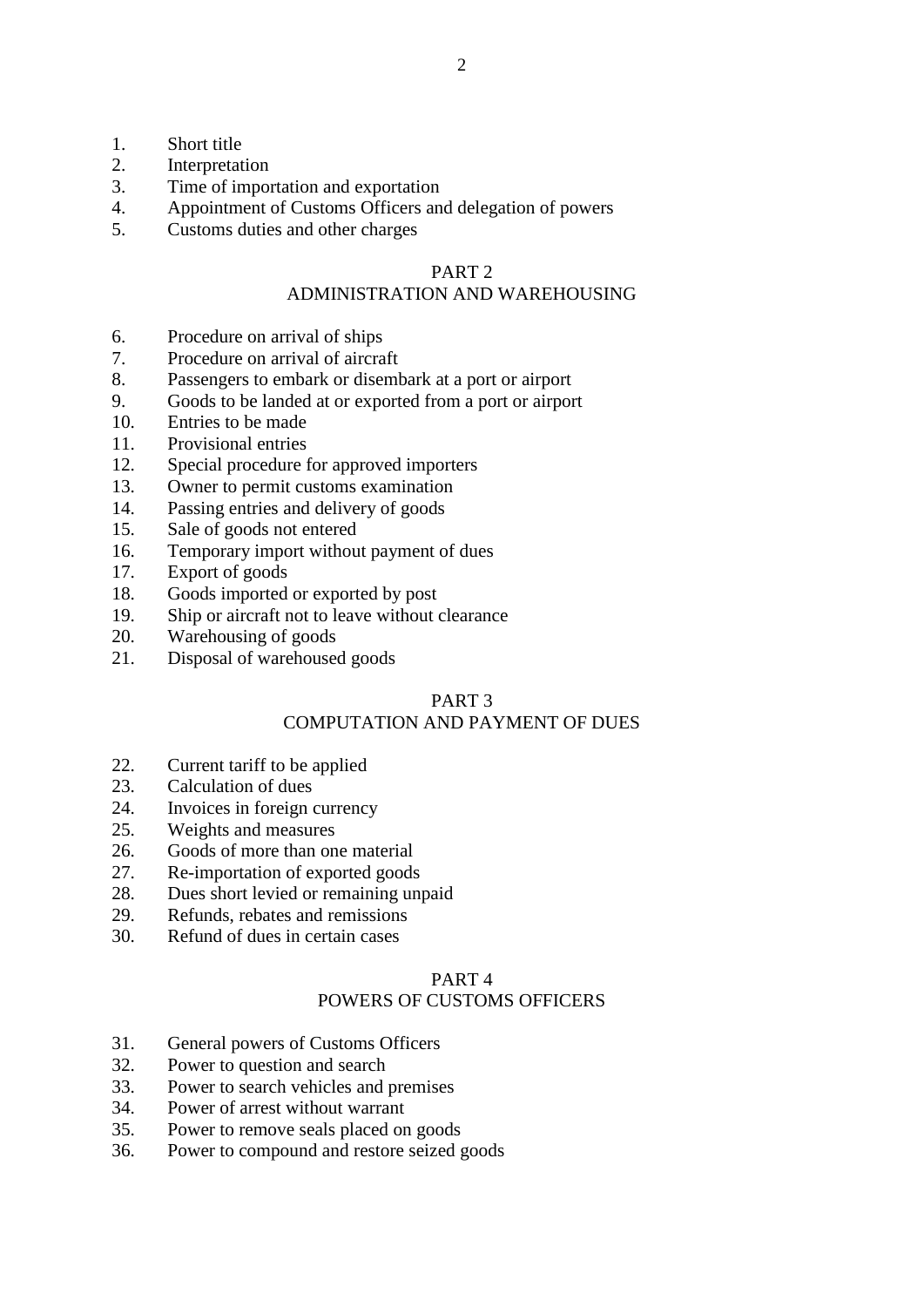1. Short title
2. Interpretation
3. Time of importation and exportation
4. Appointment of Customs Officers and delegation of powers
5. Customs duties and other charges

## PART 2
## ADMINISTRATION AND WAREHOUSING

6. Procedure on arrival of ships
7. Procedure on arrival of aircraft
8. Passengers to embark or disembark at a port or airport
9. Goods to be landed at or exported from a port or airport
10. Entries to be made
11. Provisional entries
12. Special procedure for approved importers
13. Owner to permit customs examination
14. Passing entries and delivery of goods
15. Sale of goods not entered
16. Temporary import without payment of dues
17. Export of goods
18. Goods imported or exported by post
19. Ship or aircraft not to leave without clearance
20. Warehousing of goods
21. Disposal of warehoused goods

## PART 3
## COMPUTATION AND PAYMENT OF DUES

22. Current tariff to be applied
23. Calculation of dues
24. Invoices in foreign currency
25. Weights and measures
26. Goods of more than one material
27. Re-importation of exported goods
28. Dues short levied or remaining unpaid
29. Refunds, rebates and remissions
30. Refund of dues in certain cases

## PART 4
## POWERS OF CUSTOMS OFFICERS

31. General powers of Customs Officers
32. Power to question and search
33. Power to search vehicles and premises
34. Power of arrest without warrant
35. Power to remove seals placed on goods
36. Power to compound and restore seized goods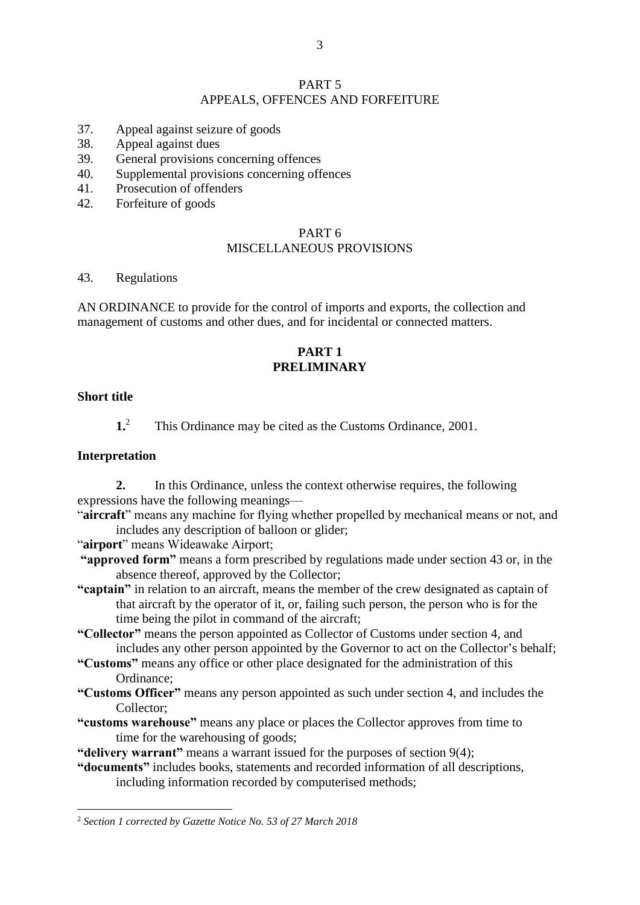PART 5
APPEALS, OFFENCES AND FORFEITURE

37. Appeal against seizure of goods
38. Appeal against dues
39. General provisions concerning offences
40. Supplemental provisions concerning offences
41. Prosecution of offenders
42. Forfeiture of goods

PART 6
MISCELLANEOUS PROVISIONS

43. Regulations

AN ORDINANCE to provide for the control of imports and exports, the collection and management of customs and other dues, and for incidental or connected matters.

## PART 1
## PRELIMINARY

### Short title

**1.**[2] This Ordinance may be cited as the Customs Ordinance, 2001.

### Interpretation

**2.** In this Ordinance, unless the context otherwise requires, the following expressions have the following meanings—

"**aircraft**" means any machine for flying whether propelled by mechanical means or not, and includes any description of balloon or glider;

"**airport**" means Wideawake Airport;

**"approved form"** means a form prescribed by regulations made under section 43 or, in the absence thereof, approved by the Collector;

**"captain"** in relation to an aircraft, means the member of the crew designated as captain of that aircraft by the operator of it, or, failing such person, the person who is for the time being the pilot in command of the aircraft;

**"Collector"** means the person appointed as Collector of Customs under section 4, and includes any other person appointed by the Governor to act on the Collector's behalf;

**"Customs"** means any office or other place designated for the administration of this Ordinance;

**"Customs Officer"** means any person appointed as such under section 4, and includes the Collector;

**"customs warehouse"** means any place or places the Collector approves from time to time for the warehousing of goods;

**"delivery warrant"** means a warrant issued for the purposes of section 9(4);

**"documents"** includes books, statements and recorded information of all descriptions, including information recorded by computerised methods;

---

[2] *Section 1 corrected by Gazette Notice No. 53 of 27 March 2018*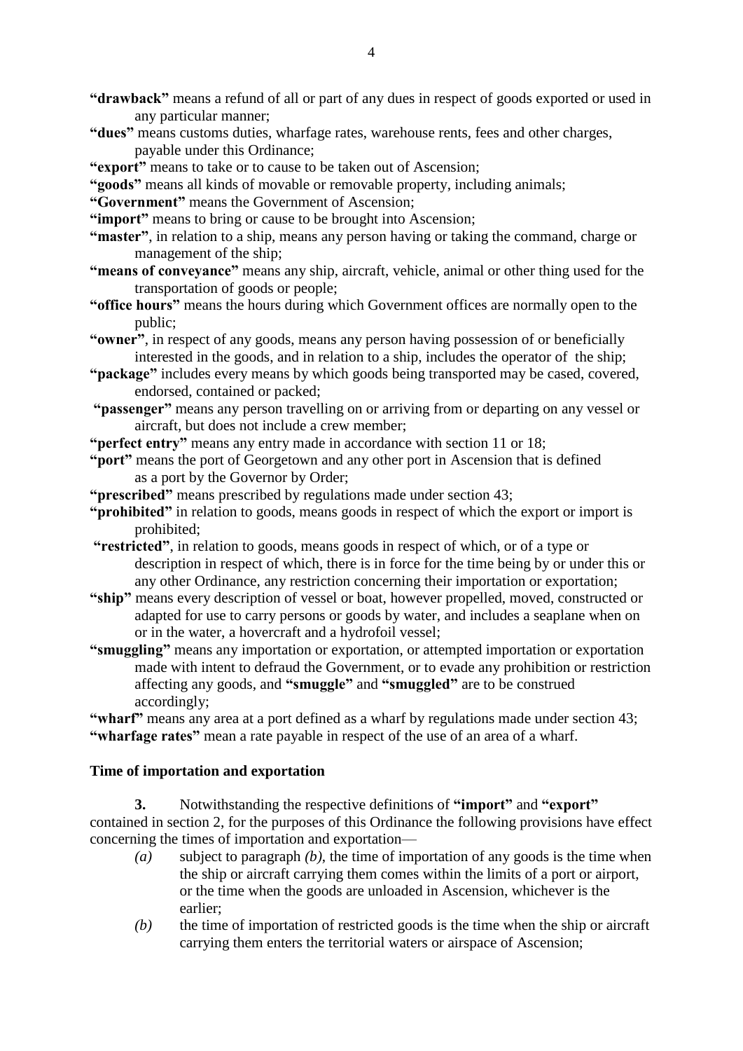**"drawback"** means a refund of all or part of any dues in respect of goods exported or used in any particular manner;

**"dues"** means customs duties, wharfage rates, warehouse rents, fees and other charges, payable under this Ordinance;

**"export"** means to take or to cause to be taken out of Ascension;

**"goods"** means all kinds of movable or removable property, including animals;

**"Government"** means the Government of Ascension;

**"import"** means to bring or cause to be brought into Ascension;

**"master"**, in relation to a ship, means any person having or taking the command, charge or management of the ship;

**"means of conveyance"** means any ship, aircraft, vehicle, animal or other thing used for the transportation of goods or people;

**"office hours"** means the hours during which Government offices are normally open to the public;

**"owner"**, in respect of any goods, means any person having possession of or beneficially interested in the goods, and in relation to a ship, includes the operator of the ship;

**"package"** includes every means by which goods being transported may be cased, covered, endorsed, contained or packed;

**"passenger"** means any person travelling on or arriving from or departing on any vessel or aircraft, but does not include a crew member;

**"perfect entry"** means any entry made in accordance with section 11 or 18;

**"port"** means the port of Georgetown and any other port in Ascension that is defined as a port by the Governor by Order;

**"prescribed"** means prescribed by regulations made under section 43;

**"prohibited"** in relation to goods, means goods in respect of which the export or import is prohibited;

**"restricted"**, in relation to goods, means goods in respect of which, or of a type or description in respect of which, there is in force for the time being by or under this or any other Ordinance, any restriction concerning their importation or exportation;

**"ship"** means every description of vessel or boat, however propelled, moved, constructed or adapted for use to carry persons or goods by water, and includes a seaplane when on or in the water, a hovercraft and a hydrofoil vessel;

**"smuggling"** means any importation or exportation, or attempted importation or exportation made with intent to defraud the Government, or to evade any prohibition or restriction affecting any goods, and **"smuggle"** and **"smuggled"** are to be construed accordingly;

**"wharf"** means any area at a port defined as a wharf by regulations made under section 43;

**"wharfage rates"** mean a rate payable in respect of the use of an area of a wharf.

**Time of importation and exportation**

**3.** Notwithstanding the respective definitions of **"import"** and **"export"** contained in section 2, for the purposes of this Ordinance the following provisions have effect concerning the times of importation and exportation—

*(a)* subject to paragraph *(b)*, the time of importation of any goods is the time when the ship or aircraft carrying them comes within the limits of a port or airport, or the time when the goods are unloaded in Ascension, whichever is the earlier;

*(b)* the time of importation of restricted goods is the time when the ship or aircraft carrying them enters the territorial waters or airspace of Ascension;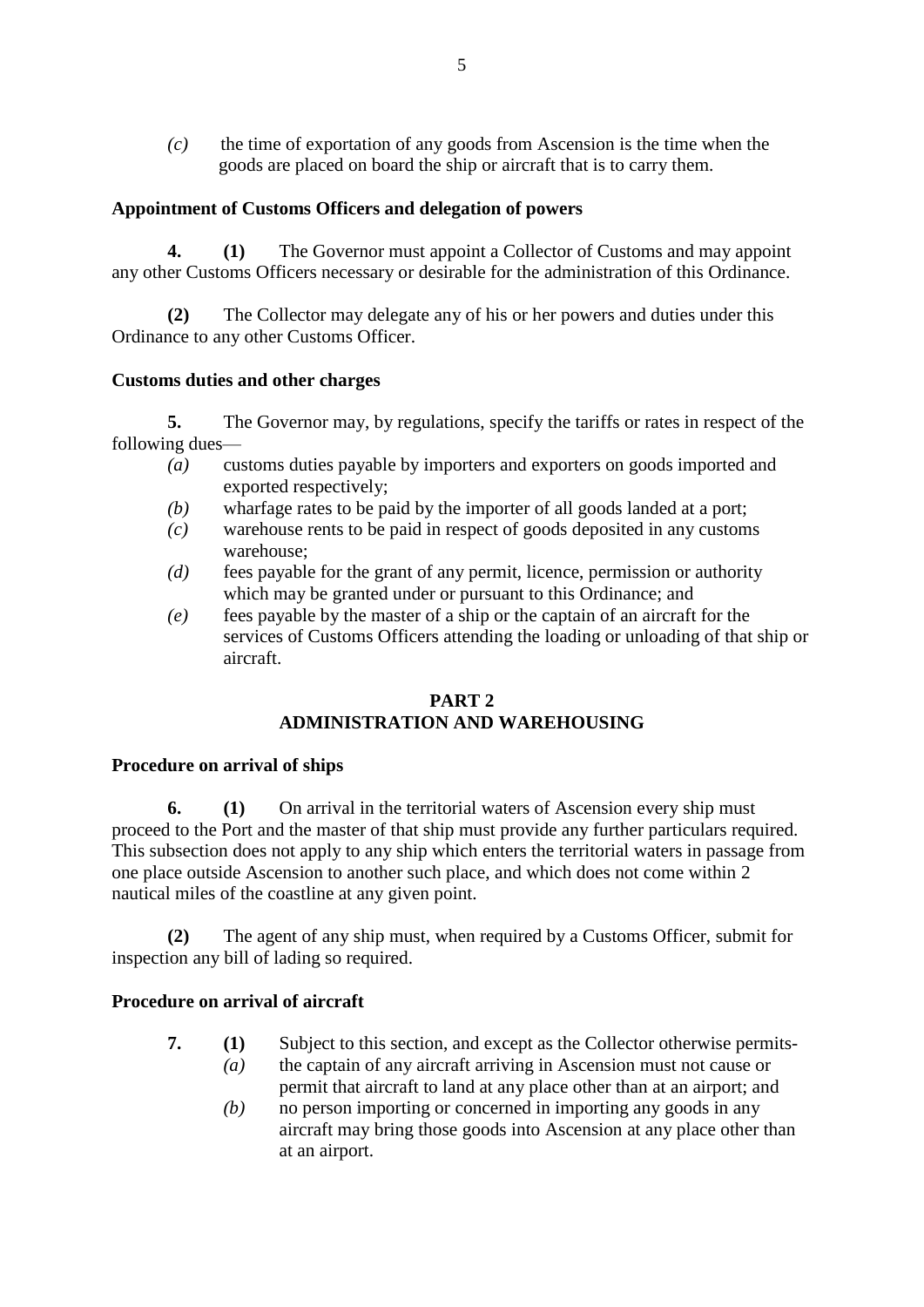*(c)* the time of exportation of any goods from Ascension is the time when the goods are placed on board the ship or aircraft that is to carry them.

**Appointment of Customs Officers and delegation of powers**

**4.** **(1)** The Governor must appoint a Collector of Customs and may appoint any other Customs Officers necessary or desirable for the administration of this Ordinance.

**(2)** The Collector may delegate any of his or her powers and duties under this Ordinance to any other Customs Officer.

**Customs duties and other charges**

**5.** The Governor may, by regulations, specify the tariffs or rates in respect of the following dues—

*(a)* customs duties payable by importers and exporters on goods imported and exported respectively;

*(b)* wharfage rates to be paid by the importer of all goods landed at a port;

*(c)* warehouse rents to be paid in respect of goods deposited in any customs warehouse;

*(d)* fees payable for the grant of any permit, licence, permission or authority which may be granted under or pursuant to this Ordinance; and

*(e)* fees payable by the master of a ship or the captain of an aircraft for the services of Customs Officers attending the loading or unloading of that ship or aircraft.

## PART 2
## ADMINISTRATION AND WAREHOUSING

**Procedure on arrival of ships**

**6.** **(1)** On arrival in the territorial waters of Ascension every ship must proceed to the Port and the master of that ship must provide any further particulars required. This subsection does not apply to any ship which enters the territorial waters in passage from one place outside Ascension to another such place, and which does not come within 2 nautical miles of the coastline at any given point.

**(2)** The agent of any ship must, when required by a Customs Officer, submit for inspection any bill of lading so required.

**Procedure on arrival of aircraft**

**7.** **(1)** Subject to this section, and except as the Collector otherwise permits-

*(a)* the captain of any aircraft arriving in Ascension must not cause or permit that aircraft to land at any place other than at an airport; and

*(b)* no person importing or concerned in importing any goods in any aircraft may bring those goods into Ascension at any place other than at an airport.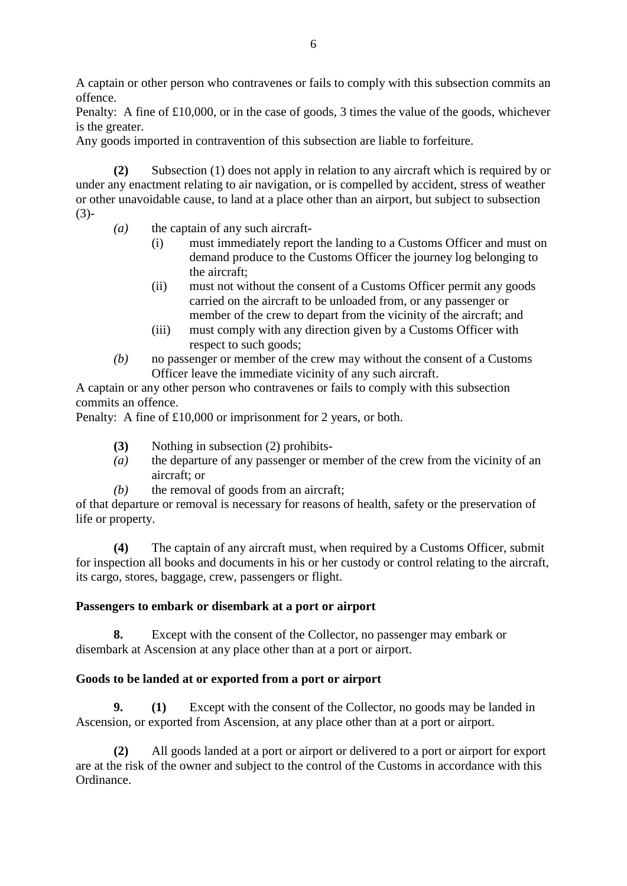A captain or other person who contravenes or fails to comply with this subsection commits an offence.

Penalty: A fine of £10,000, or in the case of goods, 3 times the value of the goods, whichever is the greater.

Any goods imported in contravention of this subsection are liable to forfeiture.

**(2)** Subsection (1) does not apply in relation to any aircraft which is required by or under any enactment relating to air navigation, or is compelled by accident, stress of weather or other unavoidable cause, to land at a place other than an airport, but subject to subsection (3)-

*(a)* the captain of any such aircraft-

(i) must immediately report the landing to a Customs Officer and must on demand produce to the Customs Officer the journey log belonging to the aircraft;

(ii) must not without the consent of a Customs Officer permit any goods carried on the aircraft to be unloaded from, or any passenger or member of the crew to depart from the vicinity of the aircraft; and

(iii) must comply with any direction given by a Customs Officer with respect to such goods;

*(b)* no passenger or member of the crew may without the consent of a Customs Officer leave the immediate vicinity of any such aircraft.

A captain or any other person who contravenes or fails to comply with this subsection commits an offence.

Penalty: A fine of £10,000 or imprisonment for 2 years, or both.

**(3)** Nothing in subsection (2) prohibits-

*(a)* the departure of any passenger or member of the crew from the vicinity of an aircraft; or

*(b)* the removal of goods from an aircraft;

of that departure or removal is necessary for reasons of health, safety or the preservation of life or property.

**(4)** The captain of any aircraft must, when required by a Customs Officer, submit for inspection all books and documents in his or her custody or control relating to the aircraft, its cargo, stores, baggage, crew, passengers or flight.

**Passengers to embark or disembark at a port or airport**

**8.** Except with the consent of the Collector, no passenger may embark or disembark at Ascension at any place other than at a port or airport.

**Goods to be landed at or exported from a port or airport**

**9. (1)** Except with the consent of the Collector, no goods may be landed in Ascension, or exported from Ascension, at any place other than at a port or airport.

**(2)** All goods landed at a port or airport or delivered to a port or airport for export are at the risk of the owner and subject to the control of the Customs in accordance with this Ordinance.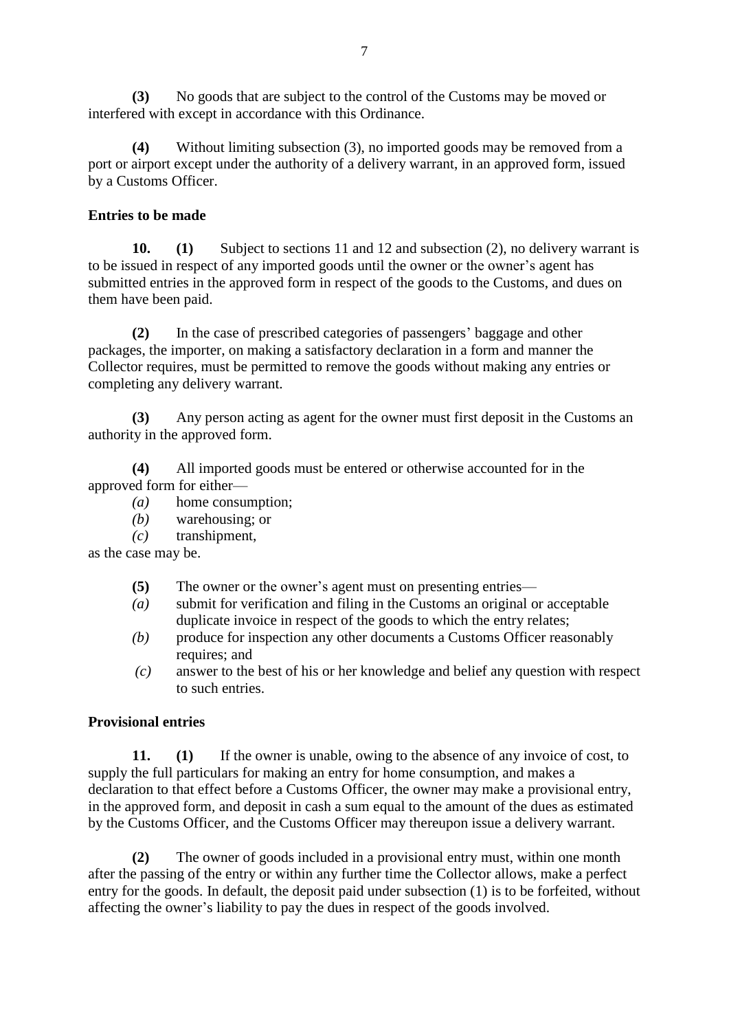**(3)** No goods that are subject to the control of the Customs may be moved or interfered with except in accordance with this Ordinance.

**(4)** Without limiting subsection (3), no imported goods may be removed from a port or airport except under the authority of a delivery warrant, in an approved form, issued by a Customs Officer.

**Entries to be made**

**10. (1)** Subject to sections 11 and 12 and subsection (2), no delivery warrant is to be issued in respect of any imported goods until the owner or the owner's agent has submitted entries in the approved form in respect of the goods to the Customs, and dues on them have been paid.

**(2)** In the case of prescribed categories of passengers' baggage and other packages, the importer, on making a satisfactory declaration in a form and manner the Collector requires, must be permitted to remove the goods without making any entries or completing any delivery warrant.

**(3)** Any person acting as agent for the owner must first deposit in the Customs an authority in the approved form.

**(4)** All imported goods must be entered or otherwise accounted for in the approved form for either—

*(a)* home consumption;
*(b)* warehousing; or
*(c)* transhipment,

as the case may be.

**(5)** The owner or the owner's agent must on presenting entries—

*(a)* submit for verification and filing in the Customs an original or acceptable duplicate invoice in respect of the goods to which the entry relates;
*(b)* produce for inspection any other documents a Customs Officer reasonably requires; and
*(c)* answer to the best of his or her knowledge and belief any question with respect to such entries.

**Provisional entries**

**11. (1)** If the owner is unable, owing to the absence of any invoice of cost, to supply the full particulars for making an entry for home consumption, and makes a declaration to that effect before a Customs Officer, the owner may make a provisional entry, in the approved form, and deposit in cash a sum equal to the amount of the dues as estimated by the Customs Officer, and the Customs Officer may thereupon issue a delivery warrant.

**(2)** The owner of goods included in a provisional entry must, within one month after the passing of the entry or within any further time the Collector allows, make a perfect entry for the goods. In default, the deposit paid under subsection (1) is to be forfeited, without affecting the owner's liability to pay the dues in respect of the goods involved.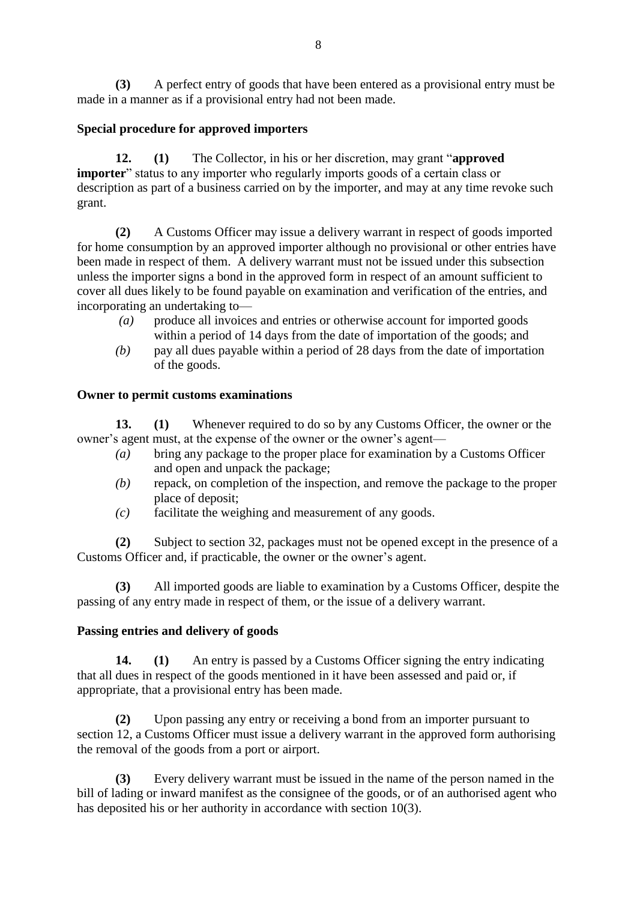**(3)** A perfect entry of goods that have been entered as a provisional entry must be made in a manner as if a provisional entry had not been made.

**Special procedure for approved importers**

**12. (1)** The Collector, in his or her discretion, may grant "**approved importer**" status to any importer who regularly imports goods of a certain class or description as part of a business carried on by the importer, and may at any time revoke such grant.

**(2)** A Customs Officer may issue a delivery warrant in respect of goods imported for home consumption by an approved importer although no provisional or other entries have been made in respect of them. A delivery warrant must not be issued under this subsection unless the importer signs a bond in the approved form in respect of an amount sufficient to cover all dues likely to be found payable on examination and verification of the entries, and incorporating an undertaking to—

*(a)* produce all invoices and entries or otherwise account for imported goods within a period of 14 days from the date of importation of the goods; and

*(b)* pay all dues payable within a period of 28 days from the date of importation of the goods.

**Owner to permit customs examinations**

**13. (1)** Whenever required to do so by any Customs Officer, the owner or the owner's agent must, at the expense of the owner or the owner's agent—

*(a)* bring any package to the proper place for examination by a Customs Officer and open and unpack the package;

*(b)* repack, on completion of the inspection, and remove the package to the proper place of deposit;

*(c)* facilitate the weighing and measurement of any goods.

**(2)** Subject to section 32, packages must not be opened except in the presence of a Customs Officer and, if practicable, the owner or the owner's agent.

**(3)** All imported goods are liable to examination by a Customs Officer, despite the passing of any entry made in respect of them, or the issue of a delivery warrant.

**Passing entries and delivery of goods**

**14. (1)** An entry is passed by a Customs Officer signing the entry indicating that all dues in respect of the goods mentioned in it have been assessed and paid or, if appropriate, that a provisional entry has been made.

**(2)** Upon passing any entry or receiving a bond from an importer pursuant to section 12, a Customs Officer must issue a delivery warrant in the approved form authorising the removal of the goods from a port or airport.

**(3)** Every delivery warrant must be issued in the name of the person named in the bill of lading or inward manifest as the consignee of the goods, or of an authorised agent who has deposited his or her authority in accordance with section 10(3).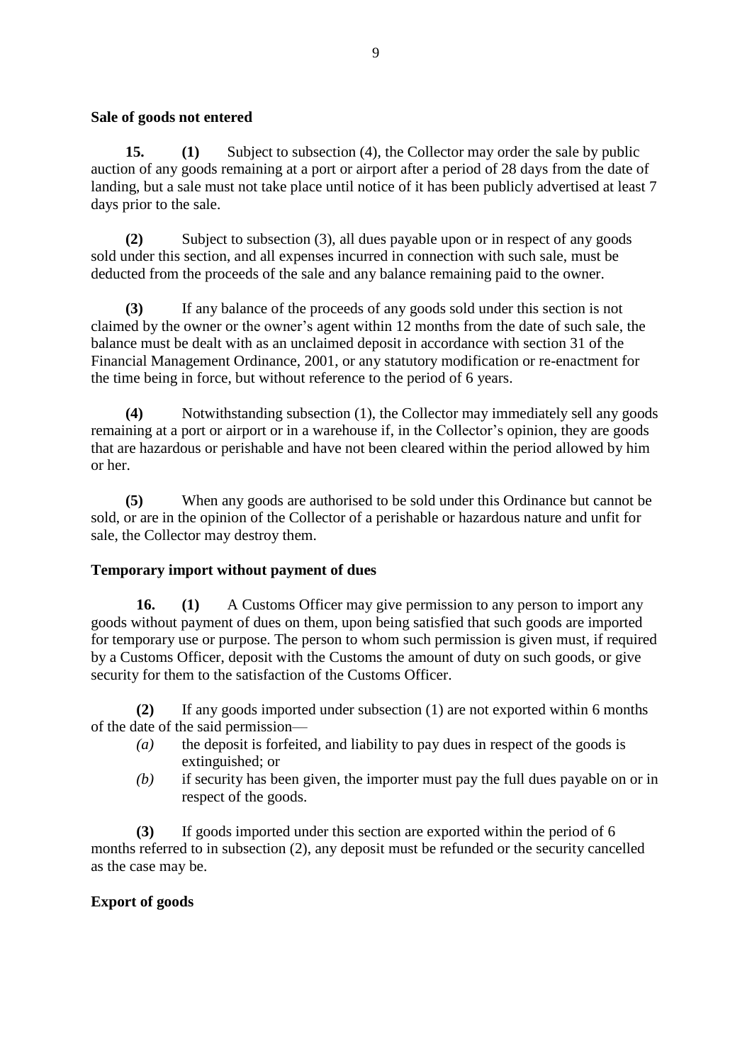**Sale of goods not entered**

**15.** **(1)** Subject to subsection (4), the Collector may order the sale by public auction of any goods remaining at a port or airport after a period of 28 days from the date of landing, but a sale must not take place until notice of it has been publicly advertised at least 7 days prior to the sale.

**(2)** Subject to subsection (3), all dues payable upon or in respect of any goods sold under this section, and all expenses incurred in connection with such sale, must be deducted from the proceeds of the sale and any balance remaining paid to the owner.

**(3)** If any balance of the proceeds of any goods sold under this section is not claimed by the owner or the owner's agent within 12 months from the date of such sale, the balance must be dealt with as an unclaimed deposit in accordance with section 31 of the Financial Management Ordinance, 2001, or any statutory modification or re-enactment for the time being in force, but without reference to the period of 6 years.

**(4)** Notwithstanding subsection (1), the Collector may immediately sell any goods remaining at a port or airport or in a warehouse if, in the Collector's opinion, they are goods that are hazardous or perishable and have not been cleared within the period allowed by him or her.

**(5)** When any goods are authorised to be sold under this Ordinance but cannot be sold, or are in the opinion of the Collector of a perishable or hazardous nature and unfit for sale, the Collector may destroy them.

**Temporary import without payment of dues**

**16.** **(1)** A Customs Officer may give permission to any person to import any goods without payment of dues on them, upon being satisfied that such goods are imported for temporary use or purpose. The person to whom such permission is given must, if required by a Customs Officer, deposit with the Customs the amount of duty on such goods, or give security for them to the satisfaction of the Customs Officer.

**(2)** If any goods imported under subsection (1) are not exported within 6 months of the date of the said permission—

*(a)* the deposit is forfeited, and liability to pay dues in respect of the goods is extinguished; or

*(b)* if security has been given, the importer must pay the full dues payable on or in respect of the goods.

**(3)** If goods imported under this section are exported within the period of 6 months referred to in subsection (2), any deposit must be refunded or the security cancelled as the case may be.

**Export of goods**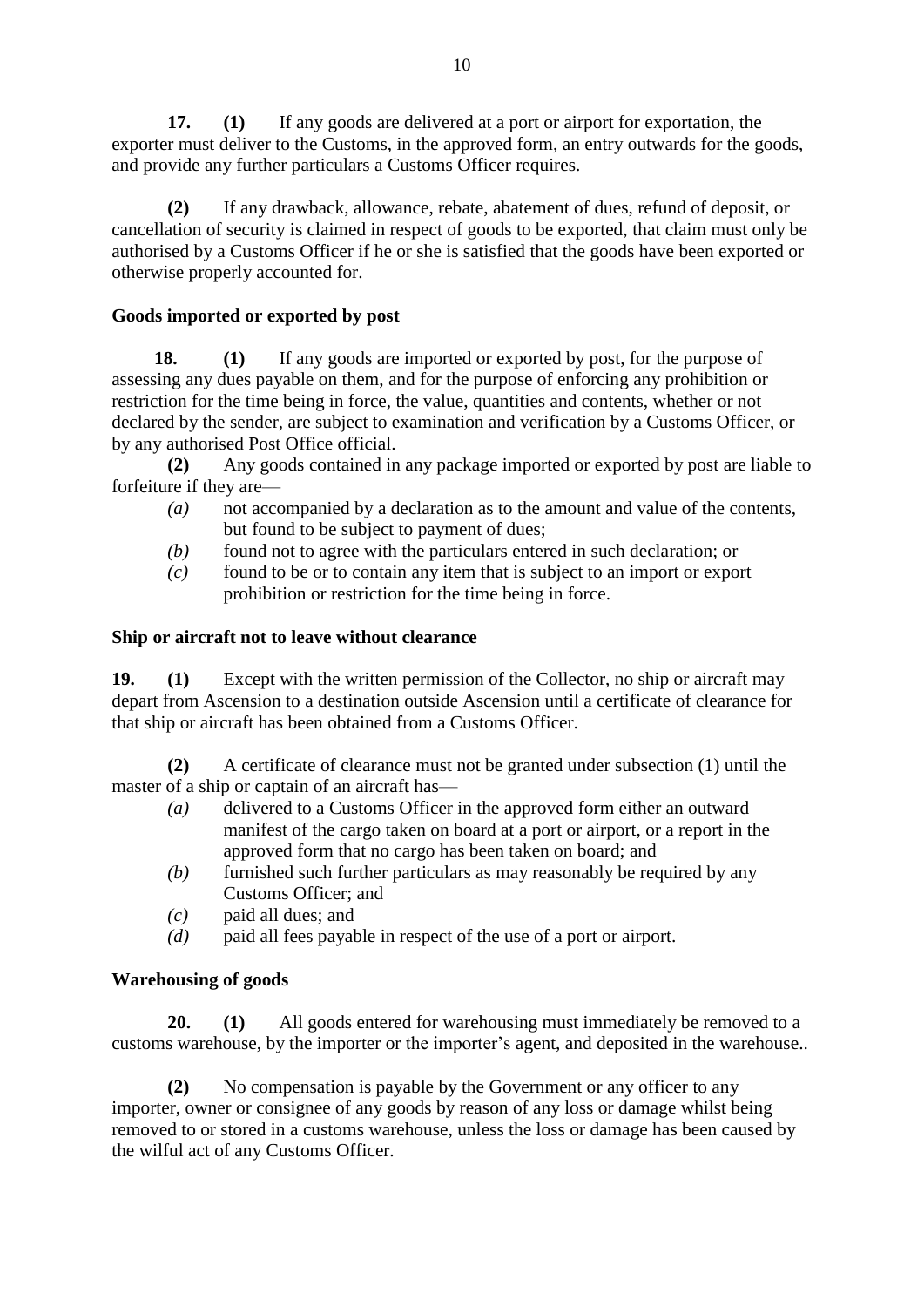**17.** **(1)** If any goods are delivered at a port or airport for exportation, the exporter must deliver to the Customs, in the approved form, an entry outwards for the goods, and provide any further particulars a Customs Officer requires.

**(2)** If any drawback, allowance, rebate, abatement of dues, refund of deposit, or cancellation of security is claimed in respect of goods to be exported, that claim must only be authorised by a Customs Officer if he or she is satisfied that the goods have been exported or otherwise properly accounted for.

**Goods imported or exported by post**

**18.** **(1)** If any goods are imported or exported by post, for the purpose of assessing any dues payable on them, and for the purpose of enforcing any prohibition or restriction for the time being in force, the value, quantities and contents, whether or not declared by the sender, are subject to examination and verification by a Customs Officer, or by any authorised Post Office official.

**(2)** Any goods contained in any package imported or exported by post are liable to forfeiture if they are—

- *(a)* not accompanied by a declaration as to the amount and value of the contents, but found to be subject to payment of dues;
- *(b)* found not to agree with the particulars entered in such declaration; or
- *(c)* found to be or to contain any item that is subject to an import or export prohibition or restriction for the time being in force.

**Ship or aircraft not to leave without clearance**

**19.** **(1)** Except with the written permission of the Collector, no ship or aircraft may depart from Ascension to a destination outside Ascension until a certificate of clearance for that ship or aircraft has been obtained from a Customs Officer.

**(2)** A certificate of clearance must not be granted under subsection (1) until the master of a ship or captain of an aircraft has—

- *(a)* delivered to a Customs Officer in the approved form either an outward manifest of the cargo taken on board at a port or airport, or a report in the approved form that no cargo has been taken on board; and
- *(b)* furnished such further particulars as may reasonably be required by any Customs Officer; and
- *(c)* paid all dues; and
- *(d)* paid all fees payable in respect of the use of a port or airport.

**Warehousing of goods**

**20.** **(1)** All goods entered for warehousing must immediately be removed to a customs warehouse, by the importer or the importer's agent, and deposited in the warehouse..

**(2)** No compensation is payable by the Government or any officer to any importer, owner or consignee of any goods by reason of any loss or damage whilst being removed to or stored in a customs warehouse, unless the loss or damage has been caused by the wilful act of any Customs Officer.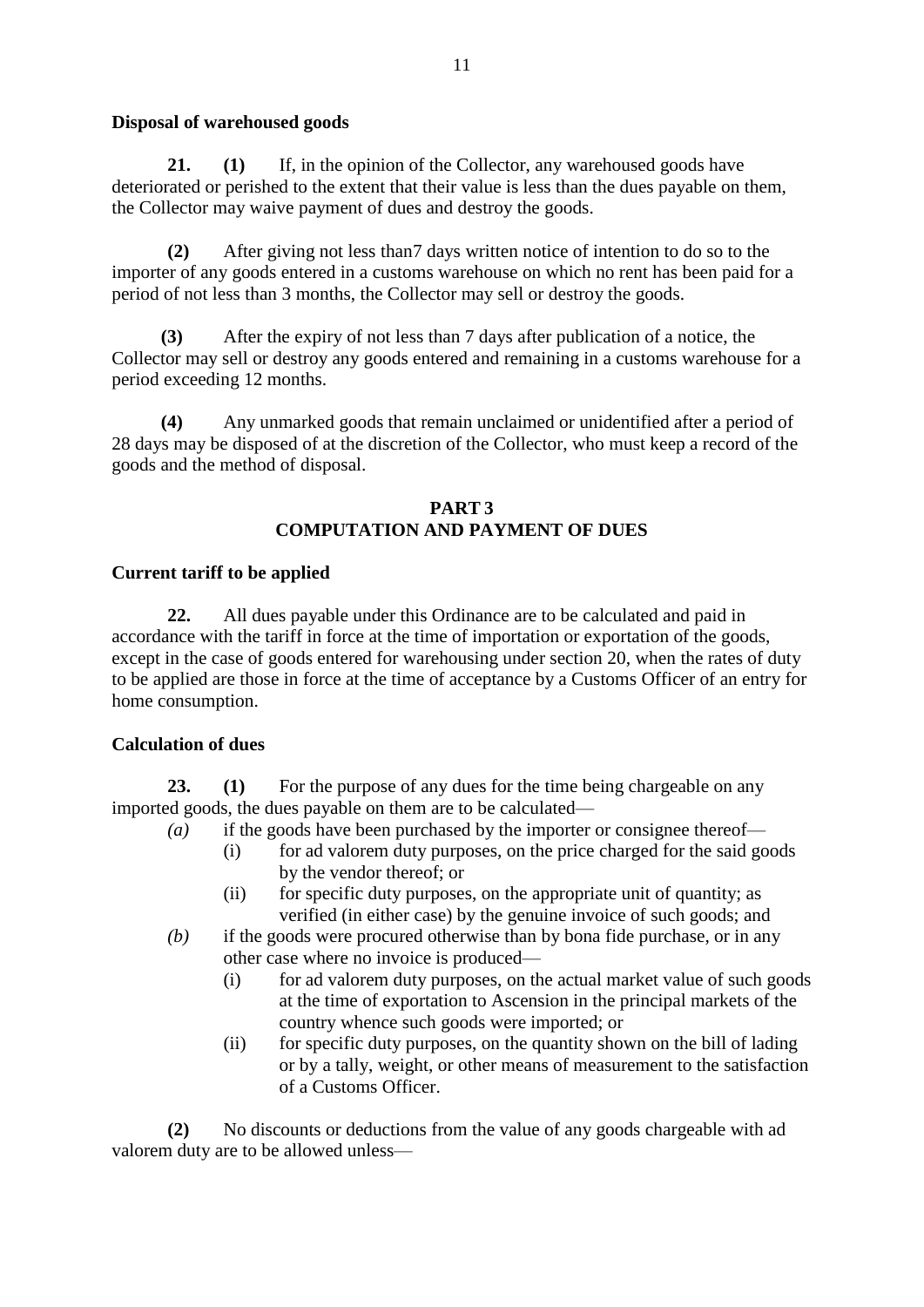**Disposal of warehoused goods**

**21. (1)** If, in the opinion of the Collector, any warehoused goods have deteriorated or perished to the extent that their value is less than the dues payable on them, the Collector may waive payment of dues and destroy the goods.

**(2)** After giving not less than7 days written notice of intention to do so to the importer of any goods entered in a customs warehouse on which no rent has been paid for a period of not less than 3 months, the Collector may sell or destroy the goods.

**(3)** After the expiry of not less than 7 days after publication of a notice, the Collector may sell or destroy any goods entered and remaining in a customs warehouse for a period exceeding 12 months.

**(4)** Any unmarked goods that remain unclaimed or unidentified after a period of 28 days may be disposed of at the discretion of the Collector, who must keep a record of the goods and the method of disposal.

## PART 3
## COMPUTATION AND PAYMENT OF DUES

**Current tariff to be applied**

**22.** All dues payable under this Ordinance are to be calculated and paid in accordance with the tariff in force at the time of importation or exportation of the goods, except in the case of goods entered for warehousing under section 20, when the rates of duty to be applied are those in force at the time of acceptance by a Customs Officer of an entry for home consumption.

**Calculation of dues**

**23. (1)** For the purpose of any dues for the time being chargeable on any imported goods, the dues payable on them are to be calculated—

*(a)* if the goods have been purchased by the importer or consignee thereof—
 (i) for ad valorem duty purposes, on the price charged for the said goods by the vendor thereof; or
 (ii) for specific duty purposes, on the appropriate unit of quantity; as verified (in either case) by the genuine invoice of such goods; and

*(b)* if the goods were procured otherwise than by bona fide purchase, or in any other case where no invoice is produced—
 (i) for ad valorem duty purposes, on the actual market value of such goods at the time of exportation to Ascension in the principal markets of the country whence such goods were imported; or
 (ii) for specific duty purposes, on the quantity shown on the bill of lading or by a tally, weight, or other means of measurement to the satisfaction of a Customs Officer.

**(2)** No discounts or deductions from the value of any goods chargeable with ad valorem duty are to be allowed unless—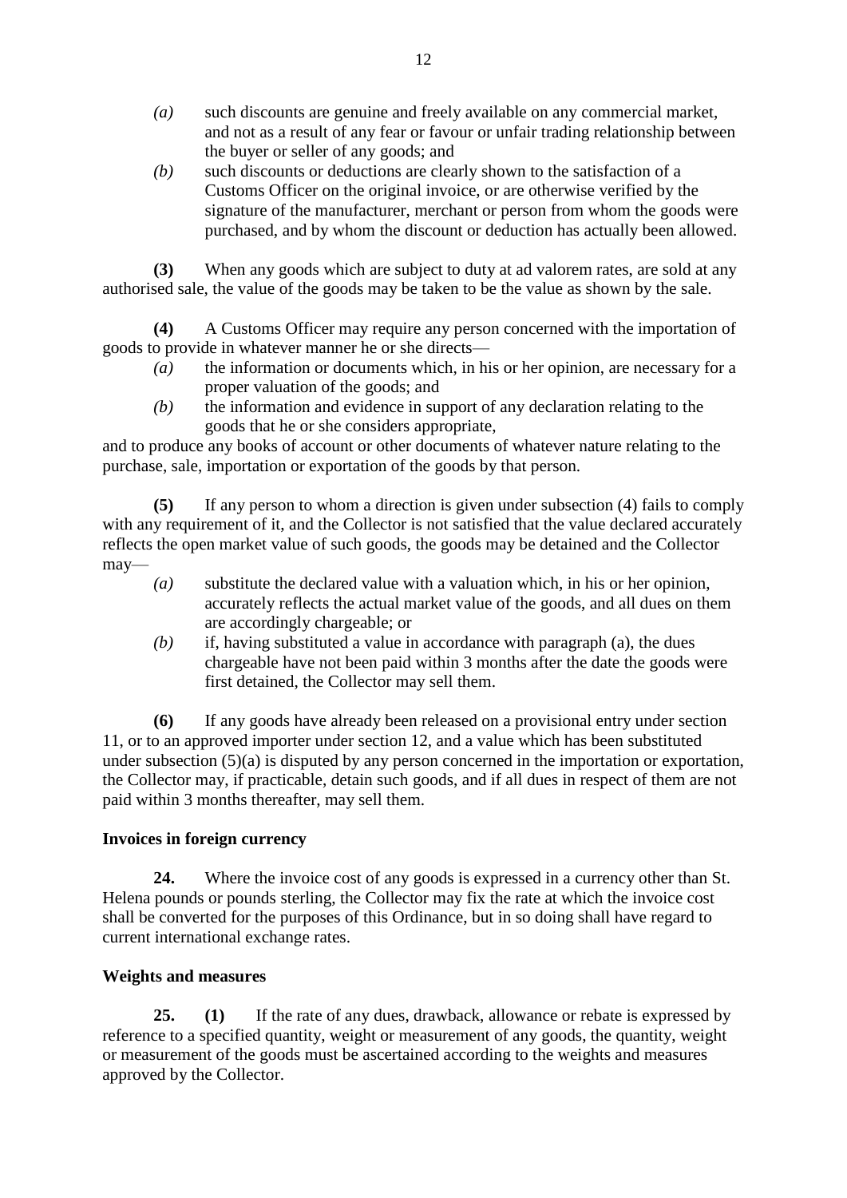*(a)* such discounts are genuine and freely available on any commercial market, and not as a result of any fear or favour or unfair trading relationship between the buyer or seller of any goods; and

*(b)* such discounts or deductions are clearly shown to the satisfaction of a Customs Officer on the original invoice, or are otherwise verified by the signature of the manufacturer, merchant or person from whom the goods were purchased, and by whom the discount or deduction has actually been allowed.

**(3)** When any goods which are subject to duty at ad valorem rates, are sold at any authorised sale, the value of the goods may be taken to be the value as shown by the sale.

**(4)** A Customs Officer may require any person concerned with the importation of goods to provide in whatever manner he or she directs—

*(a)* the information or documents which, in his or her opinion, are necessary for a proper valuation of the goods; and

*(b)* the information and evidence in support of any declaration relating to the goods that he or she considers appropriate,

and to produce any books of account or other documents of whatever nature relating to the purchase, sale, importation or exportation of the goods by that person.

**(5)** If any person to whom a direction is given under subsection (4) fails to comply with any requirement of it, and the Collector is not satisfied that the value declared accurately reflects the open market value of such goods, the goods may be detained and the Collector may—

*(a)* substitute the declared value with a valuation which, in his or her opinion, accurately reflects the actual market value of the goods, and all dues on them are accordingly chargeable; or

*(b)* if, having substituted a value in accordance with paragraph (a), the dues chargeable have not been paid within 3 months after the date the goods were first detained, the Collector may sell them.

**(6)** If any goods have already been released on a provisional entry under section 11, or to an approved importer under section 12, and a value which has been substituted under subsection (5)(a) is disputed by any person concerned in the importation or exportation, the Collector may, if practicable, detain such goods, and if all dues in respect of them are not paid within 3 months thereafter, may sell them.

**Invoices in foreign currency**

**24.** Where the invoice cost of any goods is expressed in a currency other than St. Helena pounds or pounds sterling, the Collector may fix the rate at which the invoice cost shall be converted for the purposes of this Ordinance, but in so doing shall have regard to current international exchange rates.

**Weights and measures**

**25.** **(1)** If the rate of any dues, drawback, allowance or rebate is expressed by reference to a specified quantity, weight or measurement of any goods, the quantity, weight or measurement of the goods must be ascertained according to the weights and measures approved by the Collector.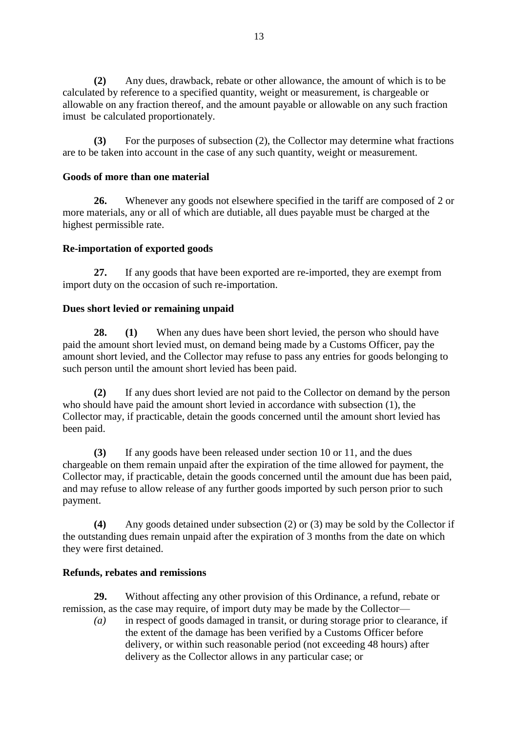**(2)** Any dues, drawback, rebate or other allowance, the amount of which is to be calculated by reference to a specified quantity, weight or measurement, is chargeable or allowable on any fraction thereof, and the amount payable or allowable on any such fraction imust be calculated proportionately.

**(3)** For the purposes of subsection (2), the Collector may determine what fractions are to be taken into account in the case of any such quantity, weight or measurement.

**Goods of more than one material**

**26.** Whenever any goods not elsewhere specified in the tariff are composed of 2 or more materials, any or all of which are dutiable, all dues payable must be charged at the highest permissible rate.

**Re-importation of exported goods**

**27.** If any goods that have been exported are re-imported, they are exempt from import duty on the occasion of such re-importation.

**Dues short levied or remaining unpaid**

**28.** **(1)** When any dues have been short levied, the person who should have paid the amount short levied must, on demand being made by a Customs Officer, pay the amount short levied, and the Collector may refuse to pass any entries for goods belonging to such person until the amount short levied has been paid.

**(2)** If any dues short levied are not paid to the Collector on demand by the person who should have paid the amount short levied in accordance with subsection (1), the Collector may, if practicable, detain the goods concerned until the amount short levied has been paid.

**(3)** If any goods have been released under section 10 or 11, and the dues chargeable on them remain unpaid after the expiration of the time allowed for payment, the Collector may, if practicable, detain the goods concerned until the amount due has been paid, and may refuse to allow release of any further goods imported by such person prior to such payment.

**(4)** Any goods detained under subsection (2) or (3) may be sold by the Collector if the outstanding dues remain unpaid after the expiration of 3 months from the date on which they were first detained.

**Refunds, rebates and remissions**

**29.** Without affecting any other provision of this Ordinance, a refund, rebate or remission, as the case may require, of import duty may be made by the Collector—

*(a)* in respect of goods damaged in transit, or during storage prior to clearance, if the extent of the damage has been verified by a Customs Officer before delivery, or within such reasonable period (not exceeding 48 hours) after delivery as the Collector allows in any particular case; or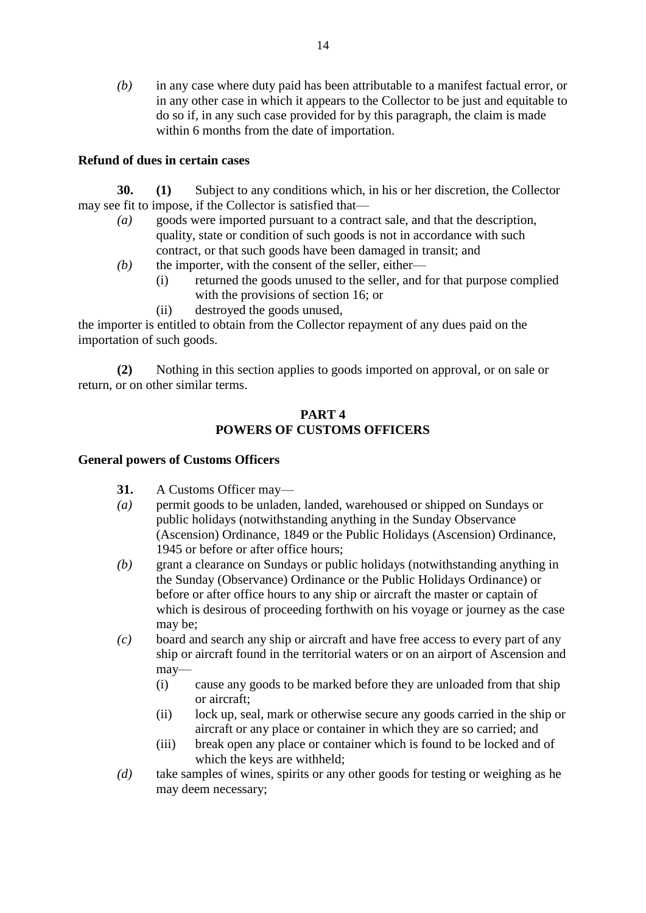*(b)* in any case where duty paid has been attributable to a manifest factual error, or in any other case in which it appears to the Collector to be just and equitable to do so if, in any such case provided for by this paragraph, the claim is made within 6 months from the date of importation.

### Refund of dues in certain cases

**30.** **(1)** Subject to any conditions which, in his or her discretion, the Collector may see fit to impose, if the Collector is satisfied that—

*(a)* goods were imported pursuant to a contract sale, and that the description, quality, state or condition of such goods is not in accordance with such contract, or that such goods have been damaged in transit; and

*(b)* the importer, with the consent of the seller, either—

  (i) returned the goods unused to the seller, and for that purpose complied with the provisions of section 16; or

  (ii) destroyed the goods unused,

the importer is entitled to obtain from the Collector repayment of any dues paid on the importation of such goods.

**(2)** Nothing in this section applies to goods imported on approval, or on sale or return, or on other similar terms.

## PART 4
## POWERS OF CUSTOMS OFFICERS

### General powers of Customs Officers

**31.** A Customs Officer may—

*(a)* permit goods to be unladen, landed, warehoused or shipped on Sundays or public holidays (notwithstanding anything in the Sunday Observance (Ascension) Ordinance, 1849 or the Public Holidays (Ascension) Ordinance, 1945 or before or after office hours;

*(b)* grant a clearance on Sundays or public holidays (notwithstanding anything in the Sunday (Observance) Ordinance or the Public Holidays Ordinance) or before or after office hours to any ship or aircraft the master or captain of which is desirous of proceeding forthwith on his voyage or journey as the case may be;

*(c)* board and search any ship or aircraft and have free access to every part of any ship or aircraft found in the territorial waters or on an airport of Ascension and may—

  (i) cause any goods to be marked before they are unloaded from that ship or aircraft;

  (ii) lock up, seal, mark or otherwise secure any goods carried in the ship or aircraft or any place or container in which they are so carried; and

  (iii) break open any place or container which is found to be locked and of which the keys are withheld;

*(d)* take samples of wines, spirits or any other goods for testing or weighing as he may deem necessary;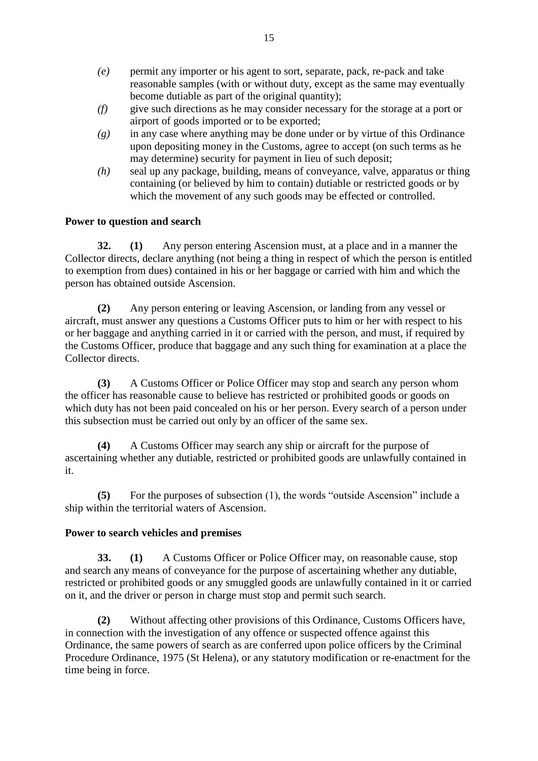*(e)* permit any importer or his agent to sort, separate, pack, re-pack and take reasonable samples (with or without duty, except as the same may eventually become dutiable as part of the original quantity);

*(f)* give such directions as he may consider necessary for the storage at a port or airport of goods imported or to be exported;

*(g)* in any case where anything may be done under or by virtue of this Ordinance upon depositing money in the Customs, agree to accept (on such terms as he may determine) security for payment in lieu of such deposit;

*(h)* seal up any package, building, means of conveyance, valve, apparatus or thing containing (or believed by him to contain) dutiable or restricted goods or by which the movement of any such goods may be effected or controlled.

**Power to question and search**

**32. (1)** Any person entering Ascension must, at a place and in a manner the Collector directs, declare anything (not being a thing in respect of which the person is entitled to exemption from dues) contained in his or her baggage or carried with him and which the person has obtained outside Ascension.

**(2)** Any person entering or leaving Ascension, or landing from any vessel or aircraft, must answer any questions a Customs Officer puts to him or her with respect to his or her baggage and anything carried in it or carried with the person, and must, if required by the Customs Officer, produce that baggage and any such thing for examination at a place the Collector directs.

**(3)** A Customs Officer or Police Officer may stop and search any person whom the officer has reasonable cause to believe has restricted or prohibited goods or goods on which duty has not been paid concealed on his or her person. Every search of a person under this subsection must be carried out only by an officer of the same sex.

**(4)** A Customs Officer may search any ship or aircraft for the purpose of ascertaining whether any dutiable, restricted or prohibited goods are unlawfully contained in it.

**(5)** For the purposes of subsection (1), the words "outside Ascension" include a ship within the territorial waters of Ascension.

**Power to search vehicles and premises**

**33. (1)** A Customs Officer or Police Officer may, on reasonable cause, stop and search any means of conveyance for the purpose of ascertaining whether any dutiable, restricted or prohibited goods or any smuggled goods are unlawfully contained in it or carried on it, and the driver or person in charge must stop and permit such search.

**(2)** Without affecting other provisions of this Ordinance, Customs Officers have, in connection with the investigation of any offence or suspected offence against this Ordinance, the same powers of search as are conferred upon police officers by the Criminal Procedure Ordinance, 1975 (St Helena), or any statutory modification or re-enactment for the time being in force.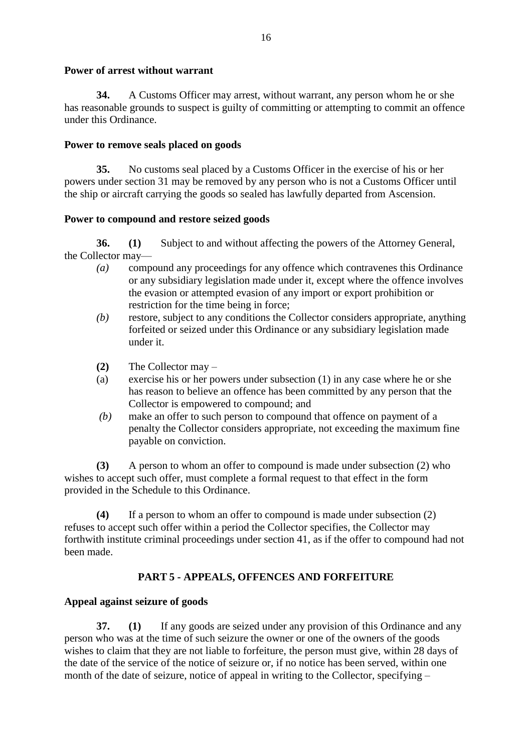**Power of arrest without warrant**

**34.** A Customs Officer may arrest, without warrant, any person whom he or she has reasonable grounds to suspect is guilty of committing or attempting to commit an offence under this Ordinance.

**Power to remove seals placed on goods**

**35.** No customs seal placed by a Customs Officer in the exercise of his or her powers under section 31 may be removed by any person who is not a Customs Officer until the ship or aircraft carrying the goods so sealed has lawfully departed from Ascension.

**Power to compound and restore seized goods**

**36. (1)** Subject to and without affecting the powers of the Attorney General, the Collector may—

*(a)* compound any proceedings for any offence which contravenes this Ordinance or any subsidiary legislation made under it, except where the offence involves the evasion or attempted evasion of any import or export prohibition or restriction for the time being in force;

*(b)* restore, subject to any conditions the Collector considers appropriate, anything forfeited or seized under this Ordinance or any subsidiary legislation made under it.

**(2)** The Collector may –

(a) exercise his or her powers under subsection (1) in any case where he or she has reason to believe an offence has been committed by any person that the Collector is empowered to compound; and

*(b)* make an offer to such person to compound that offence on payment of a penalty the Collector considers appropriate, not exceeding the maximum fine payable on conviction.

**(3)** A person to whom an offer to compound is made under subsection (2) who wishes to accept such offer, must complete a formal request to that effect in the form provided in the Schedule to this Ordinance.

**(4)** If a person to whom an offer to compound is made under subsection (2) refuses to accept such offer within a period the Collector specifies, the Collector may forthwith institute criminal proceedings under section 41, as if the offer to compound had not been made.

## PART 5 - APPEALS, OFFENCES AND FORFEITURE

**Appeal against seizure of goods**

**37. (1)** If any goods are seized under any provision of this Ordinance and any person who was at the time of such seizure the owner or one of the owners of the goods wishes to claim that they are not liable to forfeiture, the person must give, within 28 days of the date of the service of the notice of seizure or, if no notice has been served, within one month of the date of seizure, notice of appeal in writing to the Collector, specifying –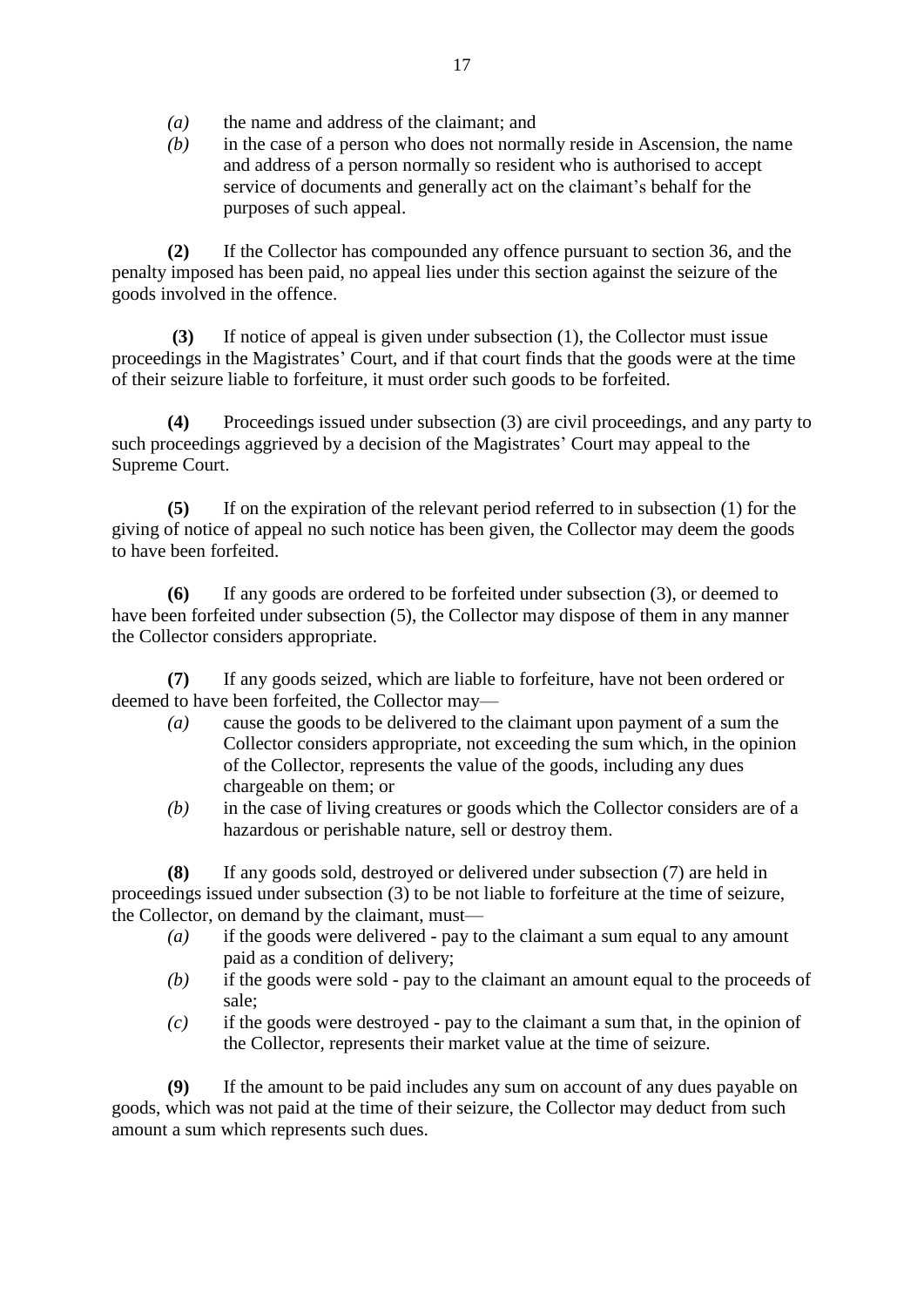*(a)* the name and address of the claimant; and

*(b)* in the case of a person who does not normally reside in Ascension, the name and address of a person normally so resident who is authorised to accept service of documents and generally act on the claimant's behalf for the purposes of such appeal.

**(2)** If the Collector has compounded any offence pursuant to section 36, and the penalty imposed has been paid, no appeal lies under this section against the seizure of the goods involved in the offence.

**(3)** If notice of appeal is given under subsection (1), the Collector must issue proceedings in the Magistrates' Court, and if that court finds that the goods were at the time of their seizure liable to forfeiture, it must order such goods to be forfeited.

**(4)** Proceedings issued under subsection (3) are civil proceedings, and any party to such proceedings aggrieved by a decision of the Magistrates' Court may appeal to the Supreme Court.

**(5)** If on the expiration of the relevant period referred to in subsection (1) for the giving of notice of appeal no such notice has been given, the Collector may deem the goods to have been forfeited.

**(6)** If any goods are ordered to be forfeited under subsection (3), or deemed to have been forfeited under subsection (5), the Collector may dispose of them in any manner the Collector considers appropriate.

**(7)** If any goods seized, which are liable to forfeiture, have not been ordered or deemed to have been forfeited, the Collector may—

*(a)* cause the goods to be delivered to the claimant upon payment of a sum the Collector considers appropriate, not exceeding the sum which, in the opinion of the Collector, represents the value of the goods, including any dues chargeable on them; or

*(b)* in the case of living creatures or goods which the Collector considers are of a hazardous or perishable nature, sell or destroy them.

**(8)** If any goods sold, destroyed or delivered under subsection (7) are held in proceedings issued under subsection (3) to be not liable to forfeiture at the time of seizure, the Collector, on demand by the claimant, must—

*(a)* if the goods were delivered - pay to the claimant a sum equal to any amount paid as a condition of delivery;

*(b)* if the goods were sold - pay to the claimant an amount equal to the proceeds of sale;

*(c)* if the goods were destroyed - pay to the claimant a sum that, in the opinion of the Collector, represents their market value at the time of seizure.

**(9)** If the amount to be paid includes any sum on account of any dues payable on goods, which was not paid at the time of their seizure, the Collector may deduct from such amount a sum which represents such dues.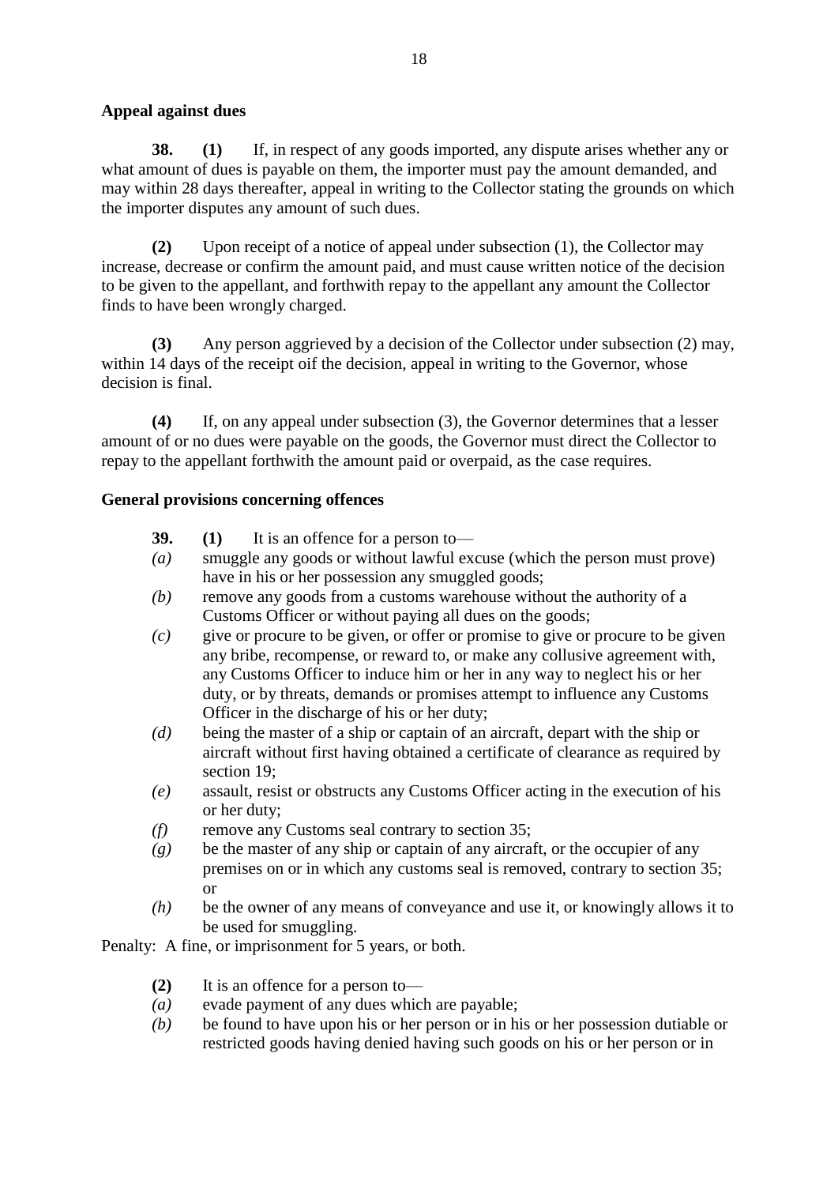**Appeal against dues**

**38. (1)** If, in respect of any goods imported, any dispute arises whether any or what amount of dues is payable on them, the importer must pay the amount demanded, and may within 28 days thereafter, appeal in writing to the Collector stating the grounds on which the importer disputes any amount of such dues.

**(2)** Upon receipt of a notice of appeal under subsection (1), the Collector may increase, decrease or confirm the amount paid, and must cause written notice of the decision to be given to the appellant, and forthwith repay to the appellant any amount the Collector finds to have been wrongly charged.

**(3)** Any person aggrieved by a decision of the Collector under subsection (2) may, within 14 days of the receipt oif the decision, appeal in writing to the Governor, whose decision is final.

**(4)** If, on any appeal under subsection (3), the Governor determines that a lesser amount of or no dues were payable on the goods, the Governor must direct the Collector to repay to the appellant forthwith the amount paid or overpaid, as the case requires.

**General provisions concerning offences**

**39. (1)** It is an offence for a person to—

*(a)* smuggle any goods or without lawful excuse (which the person must prove) have in his or her possession any smuggled goods;

*(b)* remove any goods from a customs warehouse without the authority of a Customs Officer or without paying all dues on the goods;

*(c)* give or procure to be given, or offer or promise to give or procure to be given any bribe, recompense, or reward to, or make any collusive agreement with, any Customs Officer to induce him or her in any way to neglect his or her duty, or by threats, demands or promises attempt to influence any Customs Officer in the discharge of his or her duty;

*(d)* being the master of a ship or captain of an aircraft, depart with the ship or aircraft without first having obtained a certificate of clearance as required by section 19;

*(e)* assault, resist or obstructs any Customs Officer acting in the execution of his or her duty;

*(f)* remove any Customs seal contrary to section 35;

*(g)* be the master of any ship or captain of any aircraft, or the occupier of any premises on or in which any customs seal is removed, contrary to section 35; or

*(h)* be the owner of any means of conveyance and use it, or knowingly allows it to be used for smuggling.

Penalty: A fine, or imprisonment for 5 years, or both.

**(2)** It is an offence for a person to—

*(a)* evade payment of any dues which are payable;

*(b)* be found to have upon his or her person or in his or her possession dutiable or restricted goods having denied having such goods on his or her person or in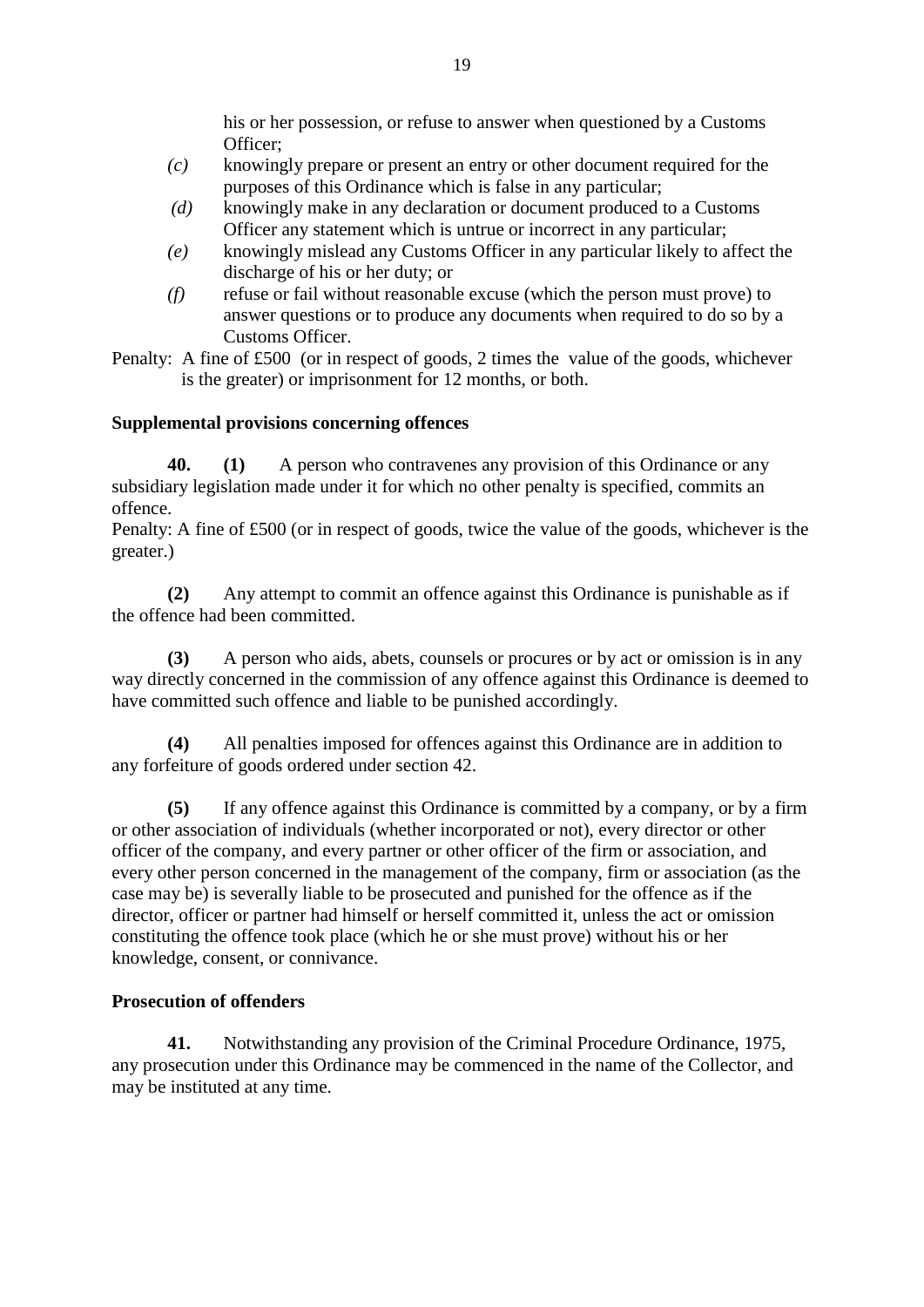his or her possession, or refuse to answer when questioned by a Customs Officer;

*(c)* knowingly prepare or present an entry or other document required for the purposes of this Ordinance which is false in any particular;

*(d)* knowingly make in any declaration or document produced to a Customs Officer any statement which is untrue or incorrect in any particular;

*(e)* knowingly mislead any Customs Officer in any particular likely to affect the discharge of his or her duty; or

*(f)* refuse or fail without reasonable excuse (which the person must prove) to answer questions or to produce any documents when required to do so by a Customs Officer.

Penalty: A fine of £500 (or in respect of goods, 2 times the value of the goods, whichever is the greater) or imprisonment for 12 months, or both.

**Supplemental provisions concerning offences**

**40. (1)** A person who contravenes any provision of this Ordinance or any subsidiary legislation made under it for which no other penalty is specified, commits an offence.

Penalty: A fine of £500 (or in respect of goods, twice the value of the goods, whichever is the greater.)

**(2)** Any attempt to commit an offence against this Ordinance is punishable as if the offence had been committed.

**(3)** A person who aids, abets, counsels or procures or by act or omission is in any way directly concerned in the commission of any offence against this Ordinance is deemed to have committed such offence and liable to be punished accordingly.

**(4)** All penalties imposed for offences against this Ordinance are in addition to any forfeiture of goods ordered under section 42.

**(5)** If any offence against this Ordinance is committed by a company, or by a firm or other association of individuals (whether incorporated or not), every director or other officer of the company, and every partner or other officer of the firm or association, and every other person concerned in the management of the company, firm or association (as the case may be) is severally liable to be prosecuted and punished for the offence as if the director, officer or partner had himself or herself committed it, unless the act or omission constituting the offence took place (which he or she must prove) without his or her knowledge, consent, or connivance.

**Prosecution of offenders**

**41.** Notwithstanding any provision of the Criminal Procedure Ordinance, 1975, any prosecution under this Ordinance may be commenced in the name of the Collector, and may be instituted at any time.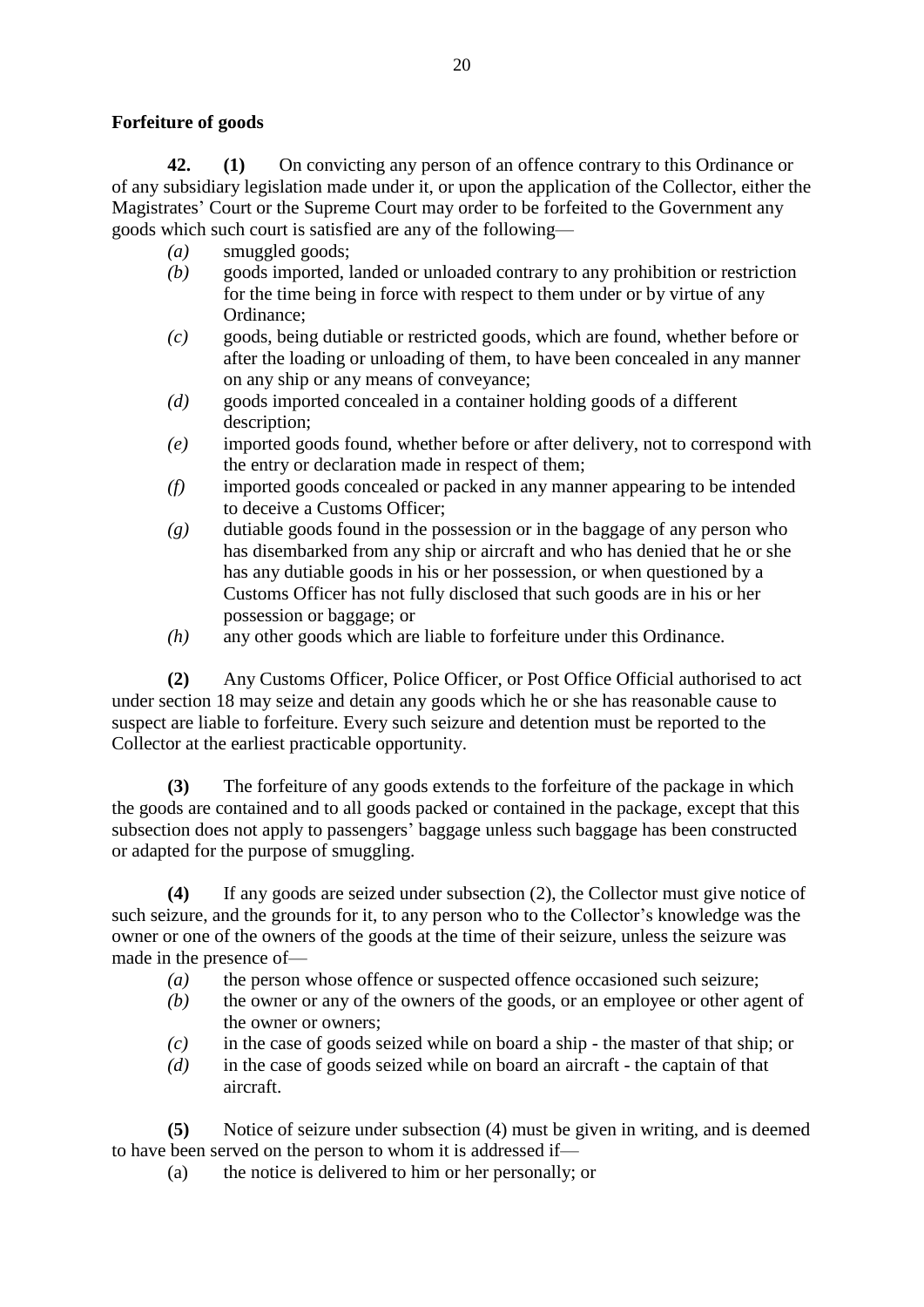**Forfeiture of goods**

**42.** **(1)** On convicting any person of an offence contrary to this Ordinance or of any subsidiary legislation made under it, or upon the application of the Collector, either the Magistrates' Court or the Supreme Court may order to be forfeited to the Government any goods which such court is satisfied are any of the following—

*(a)* smuggled goods;

*(b)* goods imported, landed or unloaded contrary to any prohibition or restriction for the time being in force with respect to them under or by virtue of any Ordinance;

*(c)* goods, being dutiable or restricted goods, which are found, whether before or after the loading or unloading of them, to have been concealed in any manner on any ship or any means of conveyance;

*(d)* goods imported concealed in a container holding goods of a different description;

*(e)* imported goods found, whether before or after delivery, not to correspond with the entry or declaration made in respect of them;

*(f)* imported goods concealed or packed in any manner appearing to be intended to deceive a Customs Officer;

*(g)* dutiable goods found in the possession or in the baggage of any person who has disembarked from any ship or aircraft and who has denied that he or she has any dutiable goods in his or her possession, or when questioned by a Customs Officer has not fully disclosed that such goods are in his or her possession or baggage; or

*(h)* any other goods which are liable to forfeiture under this Ordinance.

**(2)** Any Customs Officer, Police Officer, or Post Office Official authorised to act under section 18 may seize and detain any goods which he or she has reasonable cause to suspect are liable to forfeiture. Every such seizure and detention must be reported to the Collector at the earliest practicable opportunity.

**(3)** The forfeiture of any goods extends to the forfeiture of the package in which the goods are contained and to all goods packed or contained in the package, except that this subsection does not apply to passengers' baggage unless such baggage has been constructed or adapted for the purpose of smuggling.

**(4)** If any goods are seized under subsection (2), the Collector must give notice of such seizure, and the grounds for it, to any person who to the Collector's knowledge was the owner or one of the owners of the goods at the time of their seizure, unless the seizure was made in the presence of—

*(a)* the person whose offence or suspected offence occasioned such seizure;

*(b)* the owner or any of the owners of the goods, or an employee or other agent of the owner or owners;

*(c)* in the case of goods seized while on board a ship - the master of that ship; or

*(d)* in the case of goods seized while on board an aircraft - the captain of that aircraft.

**(5)** Notice of seizure under subsection (4) must be given in writing, and is deemed to have been served on the person to whom it is addressed if—

(a) the notice is delivered to him or her personally; or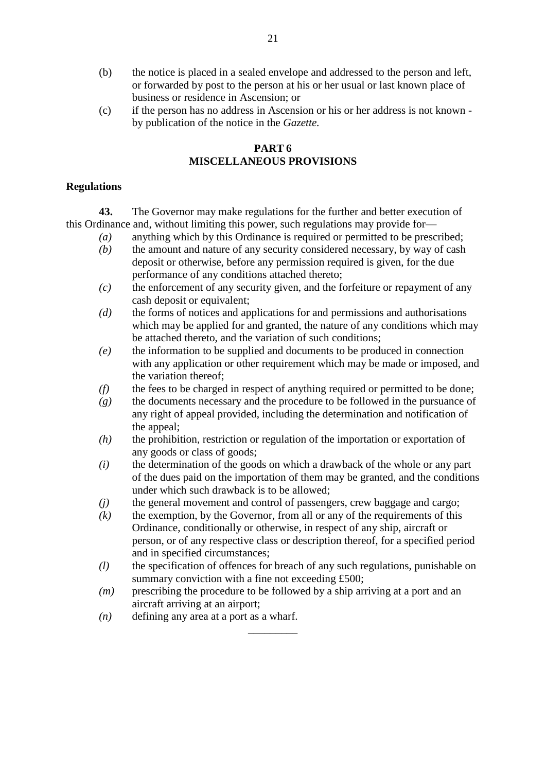(b) the notice is placed in a sealed envelope and addressed to the person and left, or forwarded by post to the person at his or her usual or last known place of business or residence in Ascension; or

(c) if the person has no address in Ascension or his or her address is not known - by publication of the notice in the *Gazette*.

## PART 6
## MISCELLANEOUS PROVISIONS

### Regulations

**43.** The Governor may make regulations for the further and better execution of this Ordinance and, without limiting this power, such regulations may provide for—

*(a)* anything which by this Ordinance is required or permitted to be prescribed;

*(b)* the amount and nature of any security considered necessary, by way of cash deposit or otherwise, before any permission required is given, for the due performance of any conditions attached thereto;

*(c)* the enforcement of any security given, and the forfeiture or repayment of any cash deposit or equivalent;

*(d)* the forms of notices and applications for and permissions and authorisations which may be applied for and granted, the nature of any conditions which may be attached thereto, and the variation of such conditions;

*(e)* the information to be supplied and documents to be produced in connection with any application or other requirement which may be made or imposed, and the variation thereof;

*(f)* the fees to be charged in respect of anything required or permitted to be done;

*(g)* the documents necessary and the procedure to be followed in the pursuance of any right of appeal provided, including the determination and notification of the appeal;

*(h)* the prohibition, restriction or regulation of the importation or exportation of any goods or class of goods;

*(i)* the determination of the goods on which a drawback of the whole or any part of the dues paid on the importation of them may be granted, and the conditions under which such drawback is to be allowed;

*(j)* the general movement and control of passengers, crew baggage and cargo;

*(k)* the exemption, by the Governor, from all or any of the requirements of this Ordinance, conditionally or otherwise, in respect of any ship, aircraft or person, or of any respective class or description thereof, for a specified period and in specified circumstances;

*(l)* the specification of offences for breach of any such regulations, punishable on summary conviction with a fine not exceeding £500;

*(m)* prescribing the procedure to be followed by a ship arriving at a port and an aircraft arriving at an airport;

*(n)* defining any area at a port as a wharf.

---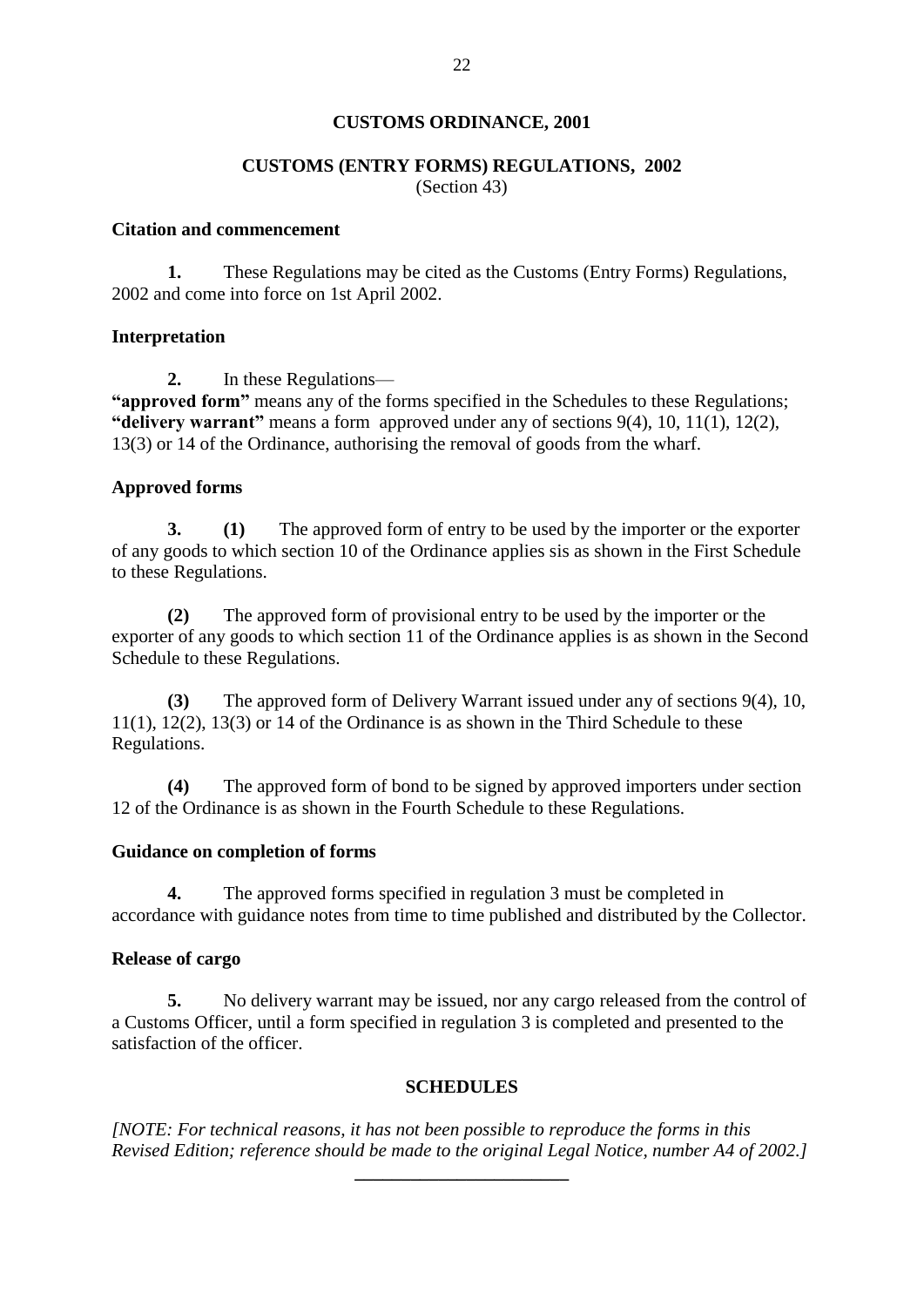# CUSTOMS ORDINANCE, 2001

## CUSTOMS (ENTRY FORMS) REGULATIONS, 2002

(Section 43)

### Citation and commencement

**1.** These Regulations may be cited as the Customs (Entry Forms) Regulations, 2002 and come into force on 1st April 2002.

### Interpretation

**2.** In these Regulations—

**"approved form"** means any of the forms specified in the Schedules to these Regulations;

**"delivery warrant"** means a form approved under any of sections 9(4), 10, 11(1), 12(2), 13(3) or 14 of the Ordinance, authorising the removal of goods from the wharf.

### Approved forms

**3. (1)** The approved form of entry to be used by the importer or the exporter of any goods to which section 10 of the Ordinance applies sis as shown in the First Schedule to these Regulations.

**(2)** The approved form of provisional entry to be used by the importer or the exporter of any goods to which section 11 of the Ordinance applies is as shown in the Second Schedule to these Regulations.

**(3)** The approved form of Delivery Warrant issued under any of sections 9(4), 10, 11(1), 12(2), 13(3) or 14 of the Ordinance is as shown in the Third Schedule to these Regulations.

**(4)** The approved form of bond to be signed by approved importers under section 12 of the Ordinance is as shown in the Fourth Schedule to these Regulations.

### Guidance on completion of forms

**4.** The approved forms specified in regulation 3 must be completed in accordance with guidance notes from time to time published and distributed by the Collector.

### Release of cargo

**5.** No delivery warrant may be issued, nor any cargo released from the control of a Customs Officer, until a form specified in regulation 3 is completed and presented to the satisfaction of the officer.

## SCHEDULES

*[NOTE: For technical reasons, it has not been possible to reproduce the forms in this Revised Edition; reference should be made to the original Legal Notice, number A4 of 2002.]*

---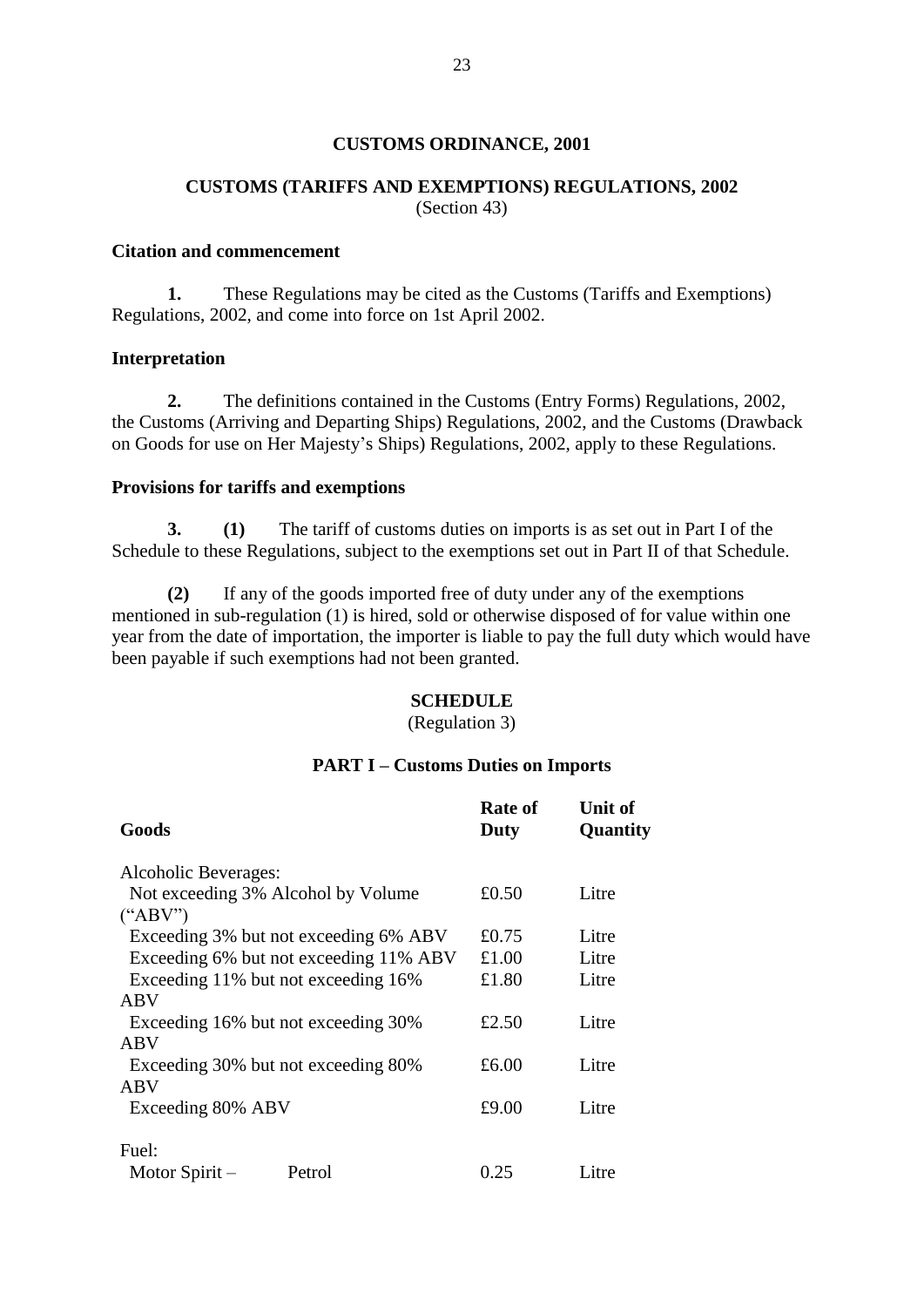# CUSTOMS ORDINANCE, 2001

## CUSTOMS (TARIFFS AND EXEMPTIONS) REGULATIONS, 2002

(Section 43)

### Citation and commencement

**1.** These Regulations may be cited as the Customs (Tariffs and Exemptions) Regulations, 2002, and come into force on 1st April 2002.

### Interpretation

**2.** The definitions contained in the Customs (Entry Forms) Regulations, 2002, the Customs (Arriving and Departing Ships) Regulations, 2002, and the Customs (Drawback on Goods for use on Her Majesty's Ships) Regulations, 2002, apply to these Regulations.

### Provisions for tariffs and exemptions

**3.** **(1)** The tariff of customs duties on imports is as set out in Part I of the Schedule to these Regulations, subject to the exemptions set out in Part II of that Schedule.

**(2)** If any of the goods imported free of duty under any of the exemptions mentioned in sub-regulation (1) is hired, sold or otherwise disposed of for value within one year from the date of importation, the importer is liable to pay the full duty which would have been payable if such exemptions had not been granted.

## SCHEDULE

(Regulation 3)

### PART I – Customs Duties on Imports

| Goods | Rate of Duty | Unit of Quantity |
|---|---|---|
| Alcoholic Beverages: | | |
| Not exceeding 3% Alcohol by Volume ("ABV") | £0.50 | Litre |
| Exceeding 3% but not exceeding 6% ABV | £0.75 | Litre |
| Exceeding 6% but not exceeding 11% ABV | £1.00 | Litre |
| Exceeding 11% but not exceeding 16% ABV | £1.80 | Litre |
| Exceeding 16% but not exceeding 30% ABV | £2.50 | Litre |
| Exceeding 30% but not exceeding 80% ABV | £6.00 | Litre |
| Exceeding 80% ABV | £9.00 | Litre |
| Fuel: | | |
| Motor Spirit – Petrol | 0.25 | Litre |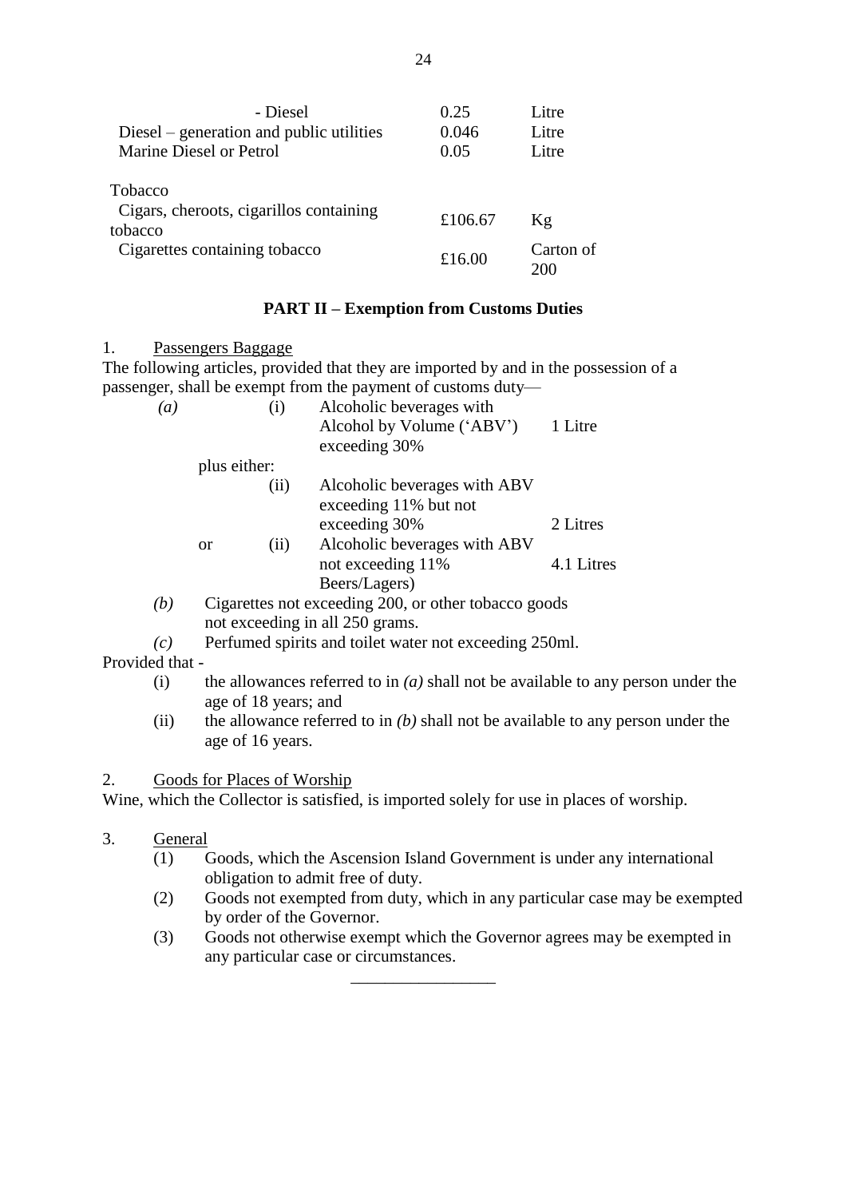| | | |
|---|---|---|
| - Diesel | 0.25 | Litre |
| Diesel – generation and public utilities | 0.046 | Litre |
| Marine Diesel or Petrol | 0.05 | Litre |
| Tobacco | | |
| Cigars, cheroots, cigarillos containing tobacco | £106.67 | Kg |
| Cigarettes containing tobacco | £16.00 | Carton of 200 |

## PART II – Exemption from Customs Duties

1. Passengers Baggage

The following articles, provided that they are imported by and in the possession of a passenger, shall be exempt from the payment of customs duty—

| | | | | |
|---|---|---|---|---|
| *(a)* | | (i) | Alcoholic beverages with Alcohol by Volume ('ABV') exceeding 30% | 1 Litre |
| | plus either: | | | |
| | | (ii) | Alcoholic beverages with ABV exceeding 11% but not exceeding 30% | 2 Litres |
| | or | (ii) | Alcoholic beverages with ABV not exceeding 11% Beers/Lagers) | 4.1 Litres |

*(b)* Cigarettes not exceeding 200, or other tobacco goods not exceeding in all 250 grams.

*(c)* Perfumed spirits and toilet water not exceeding 250ml.

Provided that -

(i) the allowances referred to in *(a)* shall not be available to any person under the age of 18 years; and

(ii) the allowance referred to in *(b)* shall not be available to any person under the age of 16 years.

2. Goods for Places of Worship

Wine, which the Collector is satisfied, is imported solely for use in places of worship.

3. General

(1) Goods, which the Ascension Island Government is under any international obligation to admit free of duty.

(2) Goods not exempted from duty, which in any particular case may be exempted by order of the Governor.

(3) Goods not otherwise exempt which the Governor agrees may be exempted in any particular case or circumstances.

_________________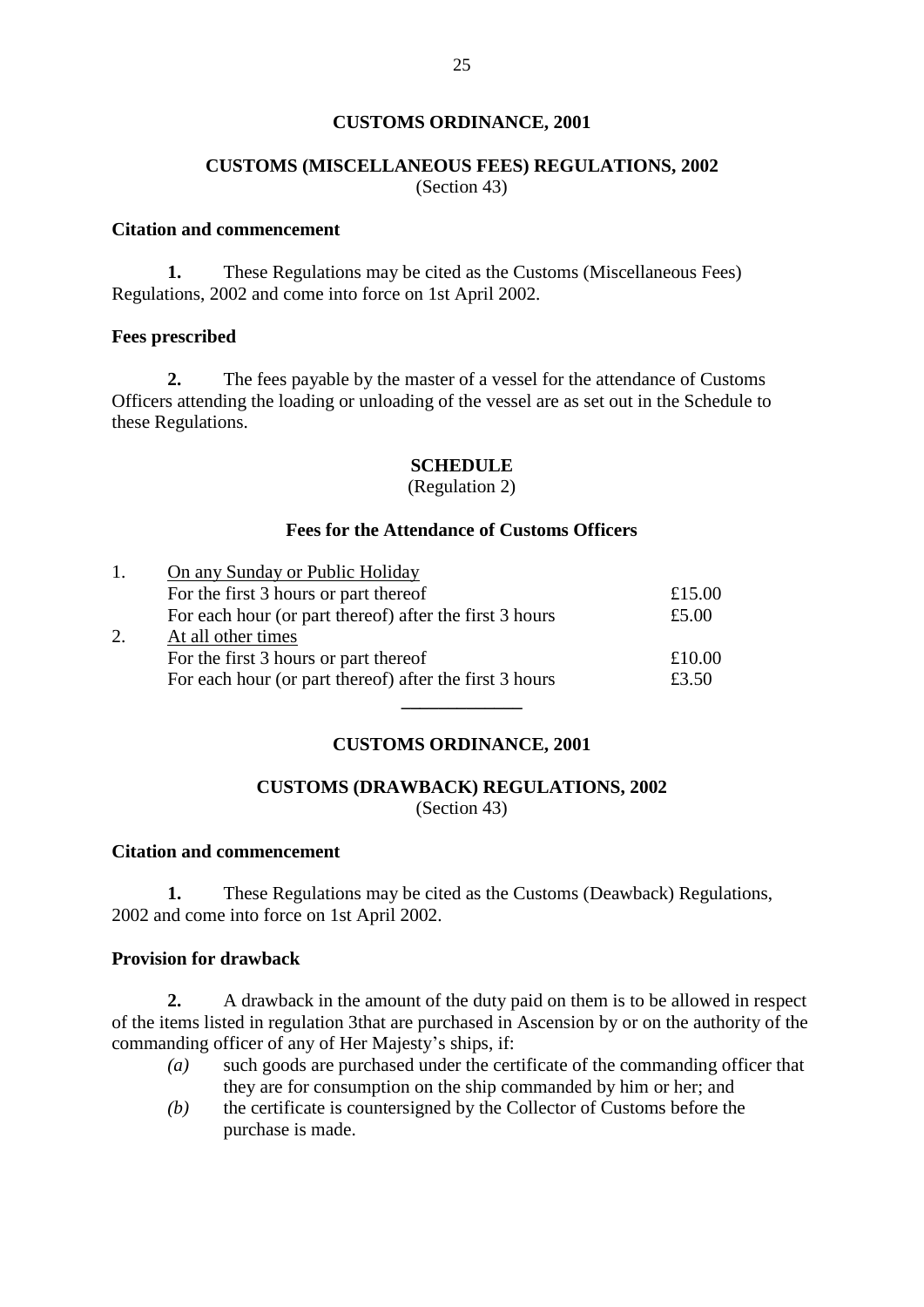## CUSTOMS ORDINANCE, 2001

### CUSTOMS (MISCELLANEOUS FEES) REGULATIONS, 2002
(Section 43)

**Citation and commencement**

**1.** These Regulations may be cited as the Customs (Miscellaneous Fees) Regulations, 2002 and come into force on 1st April 2002.

**Fees prescribed**

**2.** The fees payable by the master of a vessel for the attendance of Customs Officers attending the loading or unloading of the vessel are as set out in the Schedule to these Regulations.

### SCHEDULE
(Regulation 2)

**Fees for the Attendance of Customs Officers**

| | | |
|---|---|---|
| 1. | <u>On any Sunday or Public Holiday</u> | |
| | For the first 3 hours or part thereof | £15.00 |
| | For each hour (or part thereof) after the first 3 hours | £5.00 |
| 2. | <u>At all other times</u> | |
| | For the first 3 hours or part thereof | £10.00 |
| | For each hour (or part thereof) after the first 3 hours | £3.50 |

---

## CUSTOMS ORDINANCE, 2001

### CUSTOMS (DRAWBACK) REGULATIONS, 2002
(Section 43)

**Citation and commencement**

**1.** These Regulations may be cited as the Customs (Deawback) Regulations, 2002 and come into force on 1st April 2002.

**Provision for drawback**

**2.** A drawback in the amount of the duty paid on them is to be allowed in respect of the items listed in regulation 3that are purchased in Ascension by or on the authority of the commanding officer of any of Her Majesty's ships, if:

*(a)* such goods are purchased under the certificate of the commanding officer that they are for consumption on the ship commanded by him or her; and

*(b)* the certificate is countersigned by the Collector of Customs before the purchase is made.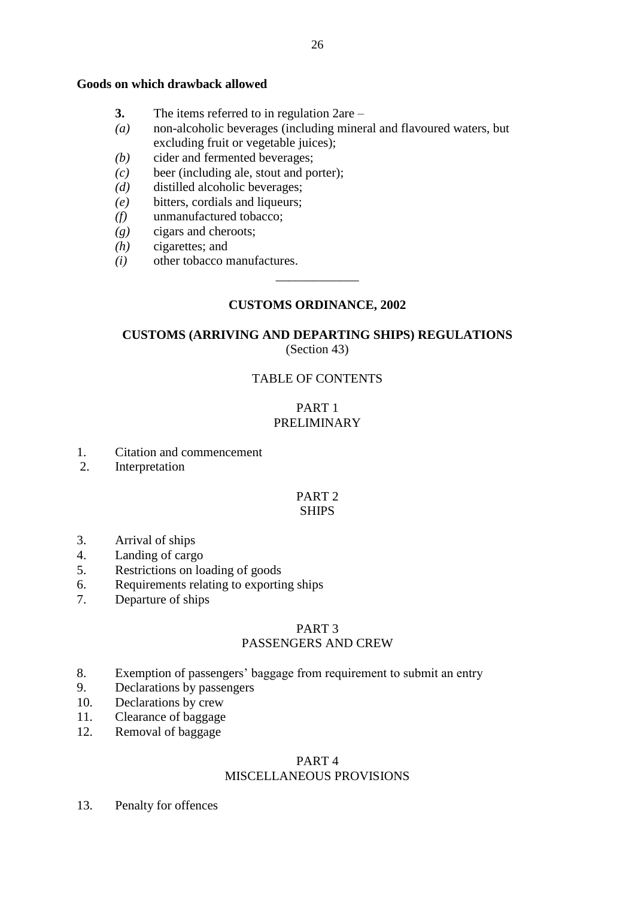**Goods on which drawback allowed**

**3.** The items referred to in regulation 2are –

*(a)* non-alcoholic beverages (including mineral and flavoured waters, but excluding fruit or vegetable juices);

*(b)* cider and fermented beverages;

*(c)* beer (including ale, stout and porter);

*(d)* distilled alcoholic beverages;

*(e)* bitters, cordials and liqueurs;

*(f)* unmanufactured tobacco;

*(g)* cigars and cheroots;

*(h)* cigarettes; and

*(i)* other tobacco manufactures.

---

**CUSTOMS ORDINANCE, 2002**

**CUSTOMS (ARRIVING AND DEPARTING SHIPS) REGULATIONS**

(Section 43)

TABLE OF CONTENTS

PART 1

PRELIMINARY

1. Citation and commencement
2. Interpretation

PART 2

SHIPS

3. Arrival of ships
4. Landing of cargo
5. Restrictions on loading of goods
6. Requirements relating to exporting ships
7. Departure of ships

PART 3

PASSENGERS AND CREW

8. Exemption of passengers' baggage from requirement to submit an entry
9. Declarations by passengers
10. Declarations by crew
11. Clearance of baggage
12. Removal of baggage

PART 4

MISCELLANEOUS PROVISIONS

13. Penalty for offences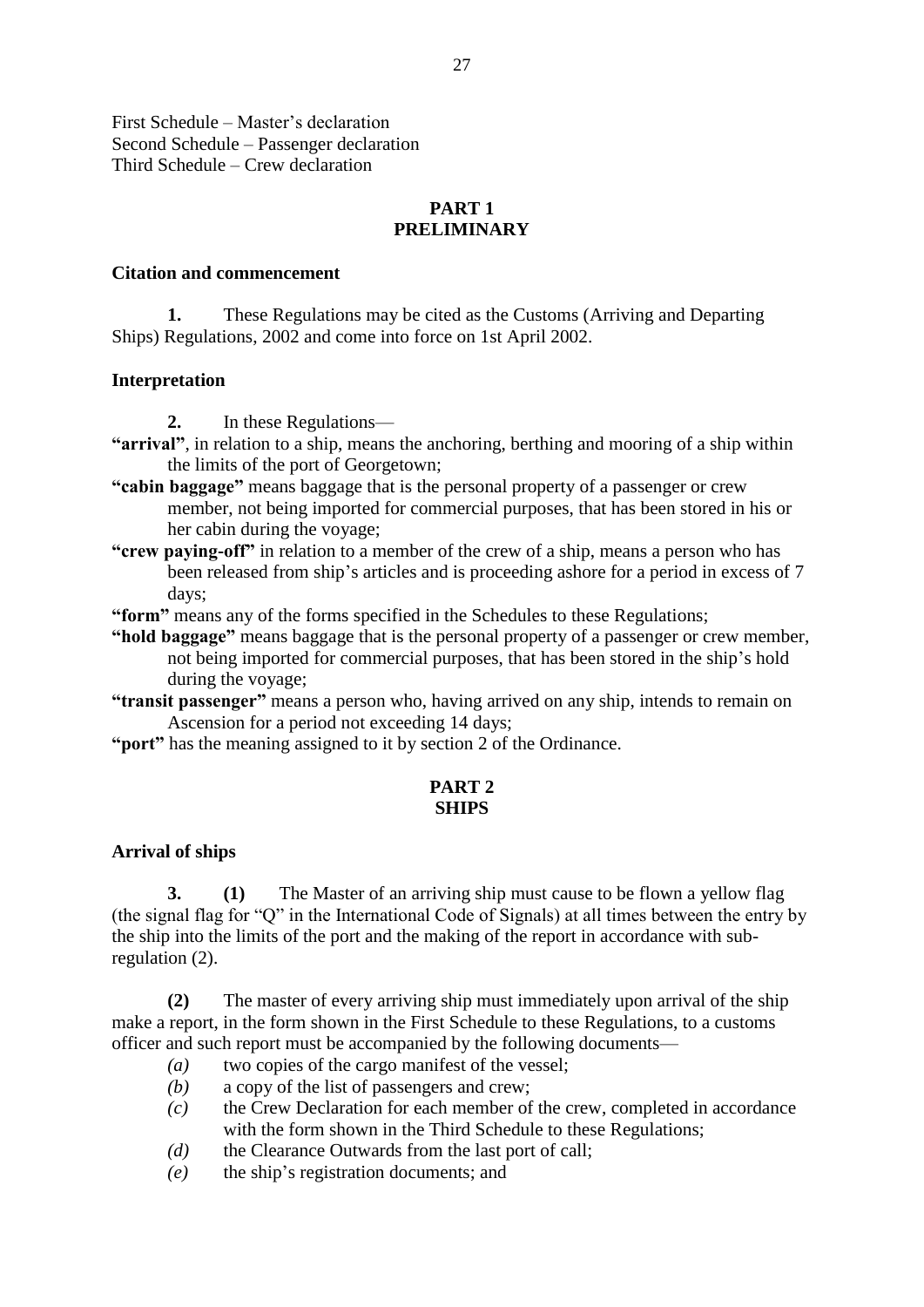First Schedule – Master's declaration
Second Schedule – Passenger declaration
Third Schedule – Crew declaration

## PART 1
## PRELIMINARY

### Citation and commencement

**1.** These Regulations may be cited as the Customs (Arriving and Departing Ships) Regulations, 2002 and come into force on 1st April 2002.

### Interpretation

**2.** In these Regulations—

**"arrival"**, in relation to a ship, means the anchoring, berthing and mooring of a ship within the limits of the port of Georgetown;

**"cabin baggage"** means baggage that is the personal property of a passenger or crew member, not being imported for commercial purposes, that has been stored in his or her cabin during the voyage;

**"crew paying-off"** in relation to a member of the crew of a ship, means a person who has been released from ship's articles and is proceeding ashore for a period in excess of 7 days;

**"form"** means any of the forms specified in the Schedules to these Regulations;

**"hold baggage"** means baggage that is the personal property of a passenger or crew member, not being imported for commercial purposes, that has been stored in the ship's hold during the voyage;

**"transit passenger"** means a person who, having arrived on any ship, intends to remain on Ascension for a period not exceeding 14 days;

**"port"** has the meaning assigned to it by section 2 of the Ordinance.

## PART 2
## SHIPS

### Arrival of ships

**3.** **(1)** The Master of an arriving ship must cause to be flown a yellow flag (the signal flag for "Q" in the International Code of Signals) at all times between the entry by the ship into the limits of the port and the making of the report in accordance with sub-regulation (2).

**(2)** The master of every arriving ship must immediately upon arrival of the ship make a report, in the form shown in the First Schedule to these Regulations, to a customs officer and such report must be accompanied by the following documents—

*(a)* two copies of the cargo manifest of the vessel;

*(b)* a copy of the list of passengers and crew;

*(c)* the Crew Declaration for each member of the crew, completed in accordance with the form shown in the Third Schedule to these Regulations;

*(d)* the Clearance Outwards from the last port of call;

*(e)* the ship's registration documents; and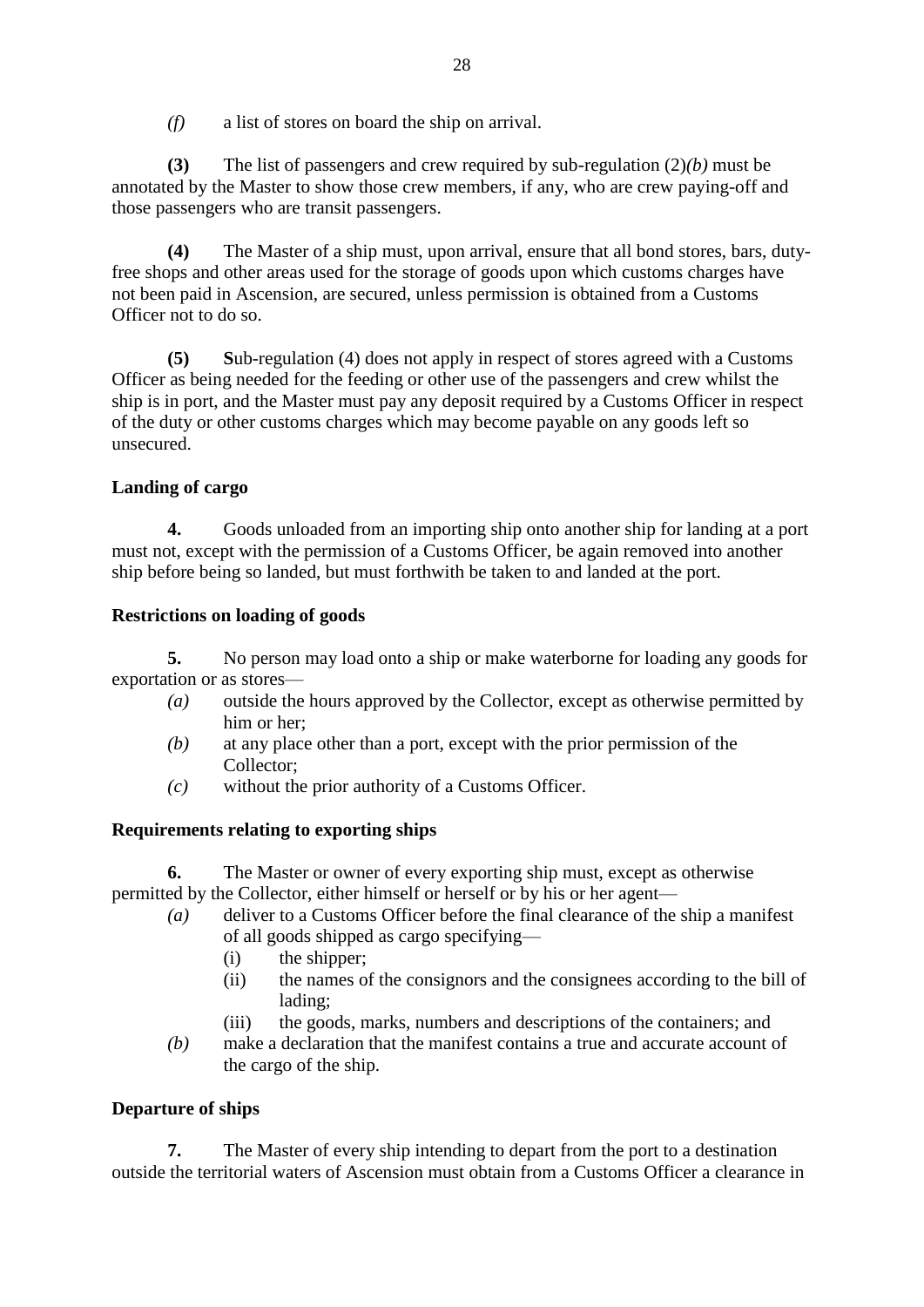*(f)* a list of stores on board the ship on arrival.

**(3)** The list of passengers and crew required by sub-regulation (2)*(b)* must be annotated by the Master to show those crew members, if any, who are crew paying-off and those passengers who are transit passengers.

**(4)** The Master of a ship must, upon arrival, ensure that all bond stores, bars, duty-free shops and other areas used for the storage of goods upon which customs charges have not been paid in Ascension, are secured, unless permission is obtained from a Customs Officer not to do so.

**(5)** **S**ub-regulation (4) does not apply in respect of stores agreed with a Customs Officer as being needed for the feeding or other use of the passengers and crew whilst the ship is in port, and the Master must pay any deposit required by a Customs Officer in respect of the duty or other customs charges which may become payable on any goods left so unsecured.

**Landing of cargo**

**4.** Goods unloaded from an importing ship onto another ship for landing at a port must not, except with the permission of a Customs Officer, be again removed into another ship before being so landed, but must forthwith be taken to and landed at the port.

**Restrictions on loading of goods**

**5.** No person may load onto a ship or make waterborne for loading any goods for exportation or as stores—

- *(a)* outside the hours approved by the Collector, except as otherwise permitted by him or her;
- *(b)* at any place other than a port, except with the prior permission of the Collector;
- *(c)* without the prior authority of a Customs Officer.

**Requirements relating to exporting ships**

**6.** The Master or owner of every exporting ship must, except as otherwise permitted by the Collector, either himself or herself or by his or her agent—

- *(a)* deliver to a Customs Officer before the final clearance of the ship a manifest of all goods shipped as cargo specifying—
  - (i) the shipper;
  - (ii) the names of the consignors and the consignees according to the bill of lading;
  - (iii) the goods, marks, numbers and descriptions of the containers; and
- *(b)* make a declaration that the manifest contains a true and accurate account of the cargo of the ship.

**Departure of ships**

**7.** The Master of every ship intending to depart from the port to a destination outside the territorial waters of Ascension must obtain from a Customs Officer a clearance in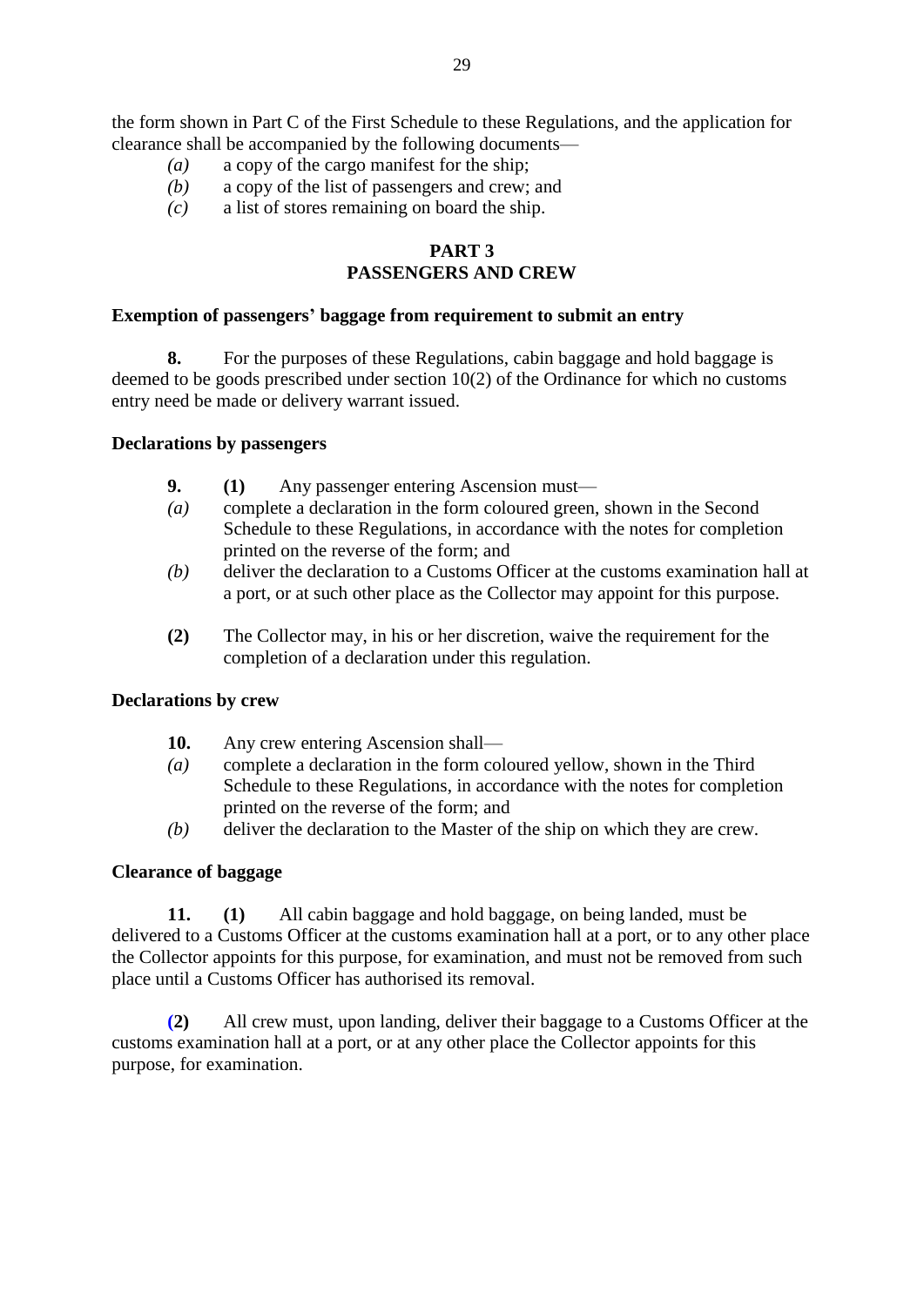the form shown in Part C of the First Schedule to these Regulations, and the application for clearance shall be accompanied by the following documents—

*(a)* a copy of the cargo manifest for the ship;

*(b)* a copy of the list of passengers and crew; and

*(c)* a list of stores remaining on board the ship.

## PART 3
## PASSENGERS AND CREW

### Exemption of passengers' baggage from requirement to submit an entry

**8.** For the purposes of these Regulations, cabin baggage and hold baggage is deemed to be goods prescribed under section 10(2) of the Ordinance for which no customs entry need be made or delivery warrant issued.

### Declarations by passengers

**9. (1)** Any passenger entering Ascension must—

*(a)* complete a declaration in the form coloured green, shown in the Second Schedule to these Regulations, in accordance with the notes for completion printed on the reverse of the form; and

*(b)* deliver the declaration to a Customs Officer at the customs examination hall at a port, or at such other place as the Collector may appoint for this purpose.

**(2)** The Collector may, in his or her discretion, waive the requirement for the completion of a declaration under this regulation.

### Declarations by crew

**10.** Any crew entering Ascension shall—

*(a)* complete a declaration in the form coloured yellow, shown in the Third Schedule to these Regulations, in accordance with the notes for completion printed on the reverse of the form; and

*(b)* deliver the declaration to the Master of the ship on which they are crew.

### Clearance of baggage

**11. (1)** All cabin baggage and hold baggage, on being landed, must be delivered to a Customs Officer at the customs examination hall at a port, or to any other place the Collector appoints for this purpose, for examination, and must not be removed from such place until a Customs Officer has authorised its removal.

**(2)** All crew must, upon landing, deliver their baggage to a Customs Officer at the customs examination hall at a port, or at any other place the Collector appoints for this purpose, for examination.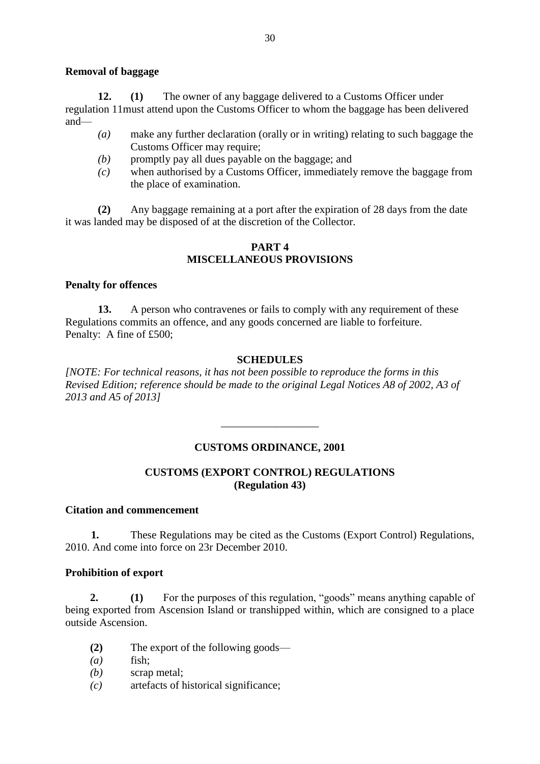**Removal of baggage**

**12.** **(1)** The owner of any baggage delivered to a Customs Officer under regulation 11must attend upon the Customs Officer to whom the baggage has been delivered and—

*(a)* make any further declaration (orally or in writing) relating to such baggage the Customs Officer may require;

*(b)* promptly pay all dues payable on the baggage; and

*(c)* when authorised by a Customs Officer, immediately remove the baggage from the place of examination.

**(2)** Any baggage remaining at a port after the expiration of 28 days from the date it was landed may be disposed of at the discretion of the Collector.

## PART 4
## MISCELLANEOUS PROVISIONS

**Penalty for offences**

**13.** A person who contravenes or fails to comply with any requirement of these Regulations commits an offence, and any goods concerned are liable to forfeiture.
Penalty: A fine of £500;

## SCHEDULES

*[NOTE: For technical reasons, it has not been possible to reproduce the forms in this Revised Edition; reference should be made to the original Legal Notices A8 of 2002, A3 of 2013 and A5 of 2013]*

---

## CUSTOMS ORDINANCE, 2001

## CUSTOMS (EXPORT CONTROL) REGULATIONS
## (Regulation 43)

**Citation and commencement**

**1.** These Regulations may be cited as the Customs (Export Control) Regulations, 2010. And come into force on 23r December 2010.

**Prohibition of export**

**2.** **(1)** For the purposes of this regulation, "goods" means anything capable of being exported from Ascension Island or transhipped within, which are consigned to a place outside Ascension.

**(2)** The export of the following goods—

*(a)* fish;

*(b)* scrap metal;

*(c)* artefacts of historical significance;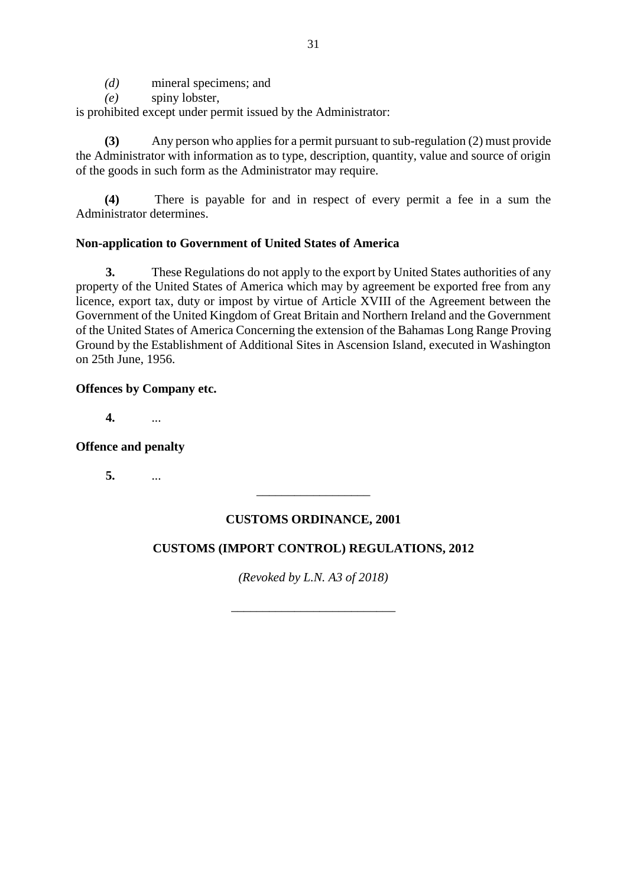*(d)* mineral specimens; and

*(e)* spiny lobster,

is prohibited except under permit issued by the Administrator:

**(3)** Any person who applies for a permit pursuant to sub-regulation (2) must provide the Administrator with information as to type, description, quantity, value and source of origin of the goods in such form as the Administrator may require.

**(4)** There is payable for and in respect of every permit a fee in a sum the Administrator determines.

**Non-application to Government of United States of America**

**3.** These Regulations do not apply to the export by United States authorities of any property of the United States of America which may by agreement be exported free from any licence, export tax, duty or impost by virtue of Article XVIII of the Agreement between the Government of the United Kingdom of Great Britain and Northern Ireland and the Government of the United States of America Concerning the extension of the Bahamas Long Range Proving Ground by the Establishment of Additional Sites in Ascension Island, executed in Washington on 25th June, 1956.

**Offences by Company etc.**

**4.** ...

**Offence and penalty**

**5.** ...

---

**CUSTOMS ORDINANCE, 2001**

**CUSTOMS (IMPORT CONTROL) REGULATIONS, 2012**

*(Revoked by L.N. A3 of 2018)*

---